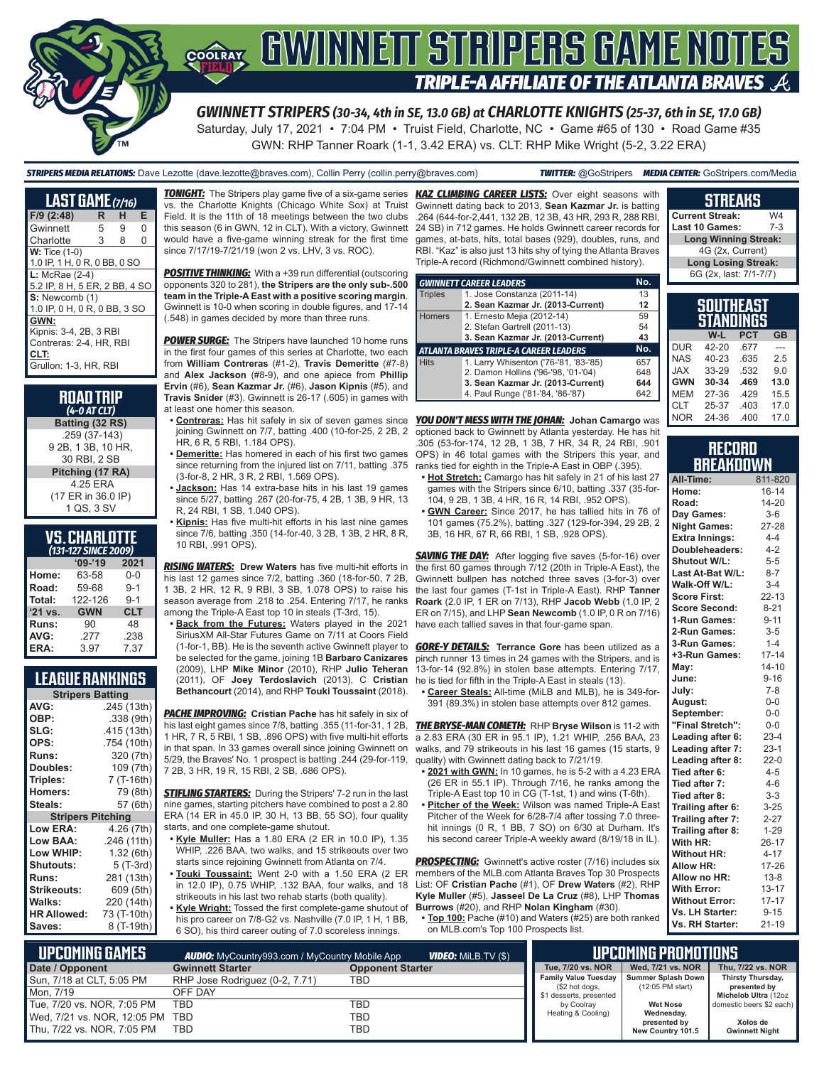# GWINNETT STRIPERS GAME NOTES

## TRIPLE-A AFFILIATE OF THE ATLANTA BRAVES

### GWINNETT STRIPERS (30-34, 4th in SE, 13.0 GB) at CHARLOTTE KNIGHTS (25-37, 6th in SE, 17.0 GB)

Saturday, July 17, 2021 • 7:04 PM • Truist Field, Charlotte, NC • Game #65 of 130 • Road Game #35

GWN: RHP Tanner Roark (1-1, 3.42 ERA) vs. CLT: RHP Mike Wright (5-2, 3.22 ERA)

***STRIPERS MEDIA RELATIONS:*** Dave Lezotte (dave.lezotte@braves.com), Collin Perry (collin.perry@braves.com) ***TWITTER:*** @GoStripers ***MEDIA CENTER:*** GoStripers.com/Media

## LAST GAME (7/16)

| F/9 (2:48) | R | H | E |
|---|---|---|---|
| Gwinnett | 5 | 9 | 0 |
| Charlotte | 3 | 8 | 0 |

**W:** Tice (1-0)
1.0 IP, 1 H, 0 R, 0 BB, 0 SO

**L:** McRae (2-4)
5.2 IP, 8 H, 5 ER, 2 BB, 4 SO

**S:** Newcomb (1)
1.0 IP, 0 H, 0 R, 0 BB, 3 SO

**GWN:**
Kipnis: 3-4, 2B, 3 RBI
Contreras: 2-4, HR, RBI

**CLT:**
Grullon: 1-3, HR, RBI

## ROAD TRIP (4-0 AT CLT)

**Batting (32 RS)**
.259 (37-143)
9 2B, 1 3B, 10 HR,
30 RBI, 2 SB

**Pitching (17 RA)**
4.25 ERA
(17 ER in 36.0 IP)
1 QS, 3 SV

## VS. CHARLOTTE (131-127 SINCE 2009)

| | '09-'19 | 2021 |
|---|---|---|
| Home: | 63-58 | 0-0 |
| Road: | 59-68 | 9-1 |
| Total: | 122-126 | 9-1 |
| '21 vs. | GWN | CLT |
| Runs: | 90 | 48 |
| AVG: | .277 | .238 |
| ERA: | 3.97 | 7.37 |

## LEAGUE RANKINGS

| Stripers Batting | |
|---|---|
| AVG: | .245 (13th) |
| OBP: | .338 (9th) |
| SLG: | .415 (13th) |
| OPS: | .754 (10th) |
| Runs: | 320 (7th) |
| Doubles: | 109 (7th) |
| Triples: | 7 (T-16th) |
| Homers: | 79 (8th) |
| Steals: | 57 (6th) |
| **Stripers Pitching** | |
| Low ERA: | 4.26 (7th) |
| Low BAA: | .246 (11th) |
| Low WHIP: | 1.32 (6th) |
| Shutouts: | 5 (T-3rd) |
| Runs: | 281 (13th) |
| Strikeouts: | 609 (5th) |
| Walks: | 220 (14th) |
| HR Allowed: | 73 (T-10th) |
| Saves: | 8 (T-19th) |

***TONIGHT:*** The Stripers play game five of a six-game series vs. the Charlotte Knights (Chicago White Sox) at Truist Field. It is the 11th of 18 meetings between the two clubs this season (6 in GWN, 12 in CLT). With a victory, Gwinnett would have a five-game winning streak for the first time since 7/17/19-7/21/19 (won 2 vs. LHV, 3 vs. ROC).

***POSITIVE THINKING:*** With a +39 run differential (outscoring opponents 320 to 281), **the Stripers are the only sub-.500 team in the Triple-A East with a positive scoring margin**. Gwinnett is 10-0 when scoring in double figures, and 17-14 (.548) in games decided by more than three runs.

***POWER SURGE:*** The Stripers have launched 10 home runs in the first four games of this series at Charlotte, two each from **William Contreras** (#1-2), **Travis Demeritte** (#7-8) and **Alex Jackson** (#8-9), and one apiece from **Phillip Ervin** (#6), **Sean Kazmar Jr.** (#6), **Jason Kipnis** (#5), and **Travis Snider** (#3). Gwinnett is 26-17 (.605) in games with at least one homer this season.

- **Contreras:** Has hit safely in six of seven games since joining Gwinnett on 7/7, batting .400 (10-for-25, 2 2B, 2 HR, 6 R, 5 RBI, 1.184 OPS).
- **Demeritte:** Has homered in each of his first two games since returning from the injured list on 7/11, batting .375 (3-for-8, 2 HR, 3 R, 2 RBI, 1.569 OPS).
- **Jackson:** Has 14 extra-base hits in his last 19 games since 5/27, batting .267 (20-for-75, 4 2B, 1 3B, 9 HR, 13 R, 24 RBI, 1 SB, 1.040 OPS).
- **Kipnis:** Has five multi-hit efforts in his last nine games since 7/6, batting .350 (14-for-40, 3 2B, 1 3B, 2 HR, 8 R, 10 RBI, .991 OPS).

***RISING WATERS:*** **Drew Waters** has five multi-hit efforts in his last 12 games since 7/2, batting .360 (18-for-50, 7 2B, 1 3B, 2 HR, 12 R, 9 RBI, 3 SB, 1.078 OPS) to raise his season average from .218 to .254. Entering 7/17, he ranks among the Triple-A East top 10 in steals (T-3rd, 15).

- **Back from the Futures:** Waters played in the 2021 SiriusXM All-Star Futures Game on 7/11 at Coors Field (1-for-1, BB). He is the seventh active Gwinnett player to be selected for the game, joining 1B **Barbaro Canizares** (2009), LHP **Mike Minor** (2010), RHP **Julio Teheran** (2011), OF **Joey Terdoslavich** (2013), C **Cristian Bethancourt** (2014), and RHP **Touki Toussaint** (2018).

***PACHE IMPROVING:*** **Cristian Pache** has hit safely in six of his last eight games since 7/8, batting .355 (11-for-31, 1 2B, 1 HR, 7 R, 5 RBI, 1 SB, .896 OPS) with five multi-hit efforts in that span. In 33 games overall since joining Gwinnett on 5/29, the Braves' No. 1 prospect is batting .244 (29-for-119, 7 2B, 3 HR, 19 R, 15 RBI, 2 SB, .686 OPS).

***STIFLING STARTERS:*** During the Stripers' 7-2 run in the last nine games, starting pitchers have combined to post a 2.80 ERA (14 ER in 45.0 IP, 30 H, 13 BB, 55 SO), four quality starts, and one complete-game shutout.

- **Kyle Muller:** Has a 1.80 ERA (2 ER in 10.0 IP), 1.35 WHIP, .226 BAA, two walks, and 15 strikeouts over two starts since rejoining Gwinnett from Atlanta on 7/4.
- **Touki Toussaint:** Went 2-0 with a 1.50 ERA (2 ER in 12.0 IP), 0.75 WHIP, .132 BAA, four walks, and 18 strikeouts in his last two rehab starts (both quality).
- **Kyle Wright:** Tossed the first complete-game shutout of his pro career on 7/8-G2 vs. Nashville (7.0 IP, 1 H, 1 BB, 6 SO), his third career outing of 7.0 scoreless innings.

***KAZ CLIMBING CAREER LISTS:*** Over eight seasons with Gwinnett dating back to 2013, **Sean Kazmar Jr.** is batting .264 (644-for-2,441, 132 2B, 12 3B, 43 HR, 293 R, 288 RBI, 24 SB) in 712 games. He holds Gwinnett career records for games, at-bats, hits, total bases (929), doubles, runs, and RBI. "Kaz" is also just 13 hits shy of tying the Atlanta Braves Triple-A record (Richmond/Gwinnett combined history).

| GWINNETT CAREER LEADERS | | No. |
|---|---|---|
| Triples | 1. Jose Constanza (2011-14) | 13 |
| | **2. Sean Kazmar Jr. (2013-Current)** | **12** |
| Homers | 1. Ernesto Mejia (2012-14) | 59 |
| | 2. Stefan Gartrell (2011-13) | 54 |
| | **3. Sean Kazmar Jr. (2013-Current)** | **43** |
| **ATLANTA BRAVES TRIPLE-A CAREER LEADERS** | | **No.** |
| Hits | 1. Larry Whisenton ('76-'81, '83-'85) | 657 |
| | 2. Damon Hollins ('96-'98, '01-'04) | 648 |
| | **3. Sean Kazmar Jr. (2013-Current)** | **644** |
| | 4. Paul Runge ('81-'84, '86-'87) | 642 |

***YOU DON'T MESS WITH THE JOHAN:*** **Johan Camargo** was optioned back to Gwinnett by Atlanta yesterday. He has hit .305 (53-for-174, 12 2B, 1 3B, 7 HR, 34 R, 24 RBI, .901 OPS) in 46 total games with the Stripers this year, and ranks tied for eighth in the Triple-A East in OBP (.395).

- **Hot Stretch:** Camargo has hit safely in 21 of his last 27 games with the Stripers since 6/10, batting .337 (35-for-104, 9 2B, 1 3B, 4 HR, 16 R, 14 RBI, .952 OPS).
- **GWN Career:** Since 2017, he has tallied hits in 76 of 101 games (75.2%), batting .327 (129-for-394, 29 2B, 2 3B, 16 HR, 67 R, 66 RBI, 1 SB, .928 OPS).

***SAVING THE DAY:*** After logging five saves (5-for-16) over the first 60 games through 7/12 (20th in Triple-A East), the Gwinnett bullpen has notched three saves (3-for-3) over the last four games (T-1st in Triple-A East). RHP **Tanner Roark** (2.0 IP, 1 ER on 7/13), RHP **Jacob Webb** (1.0 IP, 2 ER on 7/15), and LHP **Sean Newcomb** (1.0 IP, 0 R on 7/16) have each tallied saves in that four-game span.

***GORE-Y DETAILS:*** **Terrance Gore** has been utilized as a pinch runner 13 times in 24 games with the Stripers, and is 13-for-14 (92.8%) in stolen base attempts. Entering 7/17, he is tied for fifth in the Triple-A East in steals (13).

- **Career Steals:** All-time (MiLB and MLB), he is 349-for-391 (89.3%) in stolen base attempts over 812 games.

***THE BRYSE-MAN COMETH:*** RHP **Bryse Wilson** is 11-2 with a 2.83 ERA (30 ER in 95.1 IP), 1.21 WHIP, .256 BAA, 23 walks, and 79 strikeouts in his last 16 games (15 starts, 9 quality) with Gwinnett dating back to 7/21/19.

- **2021 with GWN:** In 10 games, he is 5-2 with a 4.23 ERA (26 ER in 55.1 IP). Through 7/16, he ranks among the Triple-A East top 10 in CG (T-1st, 1) and wins (T-6th).
- **Pitcher of the Week:** Wilson was named Triple-A East Pitcher of the Week for 6/28-7/4 after tossing 7.0 three-hit innings (0 R, 1 BB, 7 SO) on 6/30 at Durham. It's his second career Triple-A weekly award (8/19/18 in IL).

***PROSPECTING:*** Gwinnett's active roster (7/16) includes six members of the MLB.com Atlanta Braves Top 30 Prospects List: OF **Cristian Pache** (#1), OF **Drew Waters** (#2), RHP **Kyle Muller** (#5), **Jasseel De La Cruz** (#8), LHP **Thomas Burrows** (#20), and RHP **Nolan Kingham** (#30).

- **Top 100:** Pache (#10) and Waters (#25) are both ranked on MLB.com's Top 100 Prospects list.

## STREAKS

| | |
|---|---|
| Current Streak: | W4 |
| Last 10 Games: | 7-3 |
| **Long Winning Streak:** | |
| 4G (2x, Current) | |
| **Long Losing Streak:** | |
| 6G (2x, last: 7/1-7/7) | |

## SOUTHEAST STANDINGS

| | W-L | PCT | GB |
|---|---|---|---|
| DUR | 42-20 | .677 | --- |
| NAS | 40-23 | .635 | 2.5 |
| JAX | 33-29 | .532 | 9.0 |
| **GWN** | **30-34** | **.469** | **13.0** |
| MEM | 27-36 | .429 | 15.5 |
| CLT | 25-37 | .403 | 17.0 |
| NOR | 24-36 | .400 | 17.0 |

## RECORD BREAKDOWN

| | |
|---|---|
| All-Time: | 811-820 |
| Home: | 16-14 |
| Road: | 14-20 |
| Day Games: | 3-6 |
| Night Games: | 27-28 |
| Extra Innings: | 4-4 |
| Doubleheaders: | 4-2 |
| Shutout W/L: | 5-5 |
| Last At-Bat W/L: | 8-7 |
| Walk-Off W/L: | 3-4 |
| Score First: | 22-13 |
| Score Second: | 8-21 |
| 1-Run Games: | 9-11 |
| 2-Run Games: | 3-5 |
| 3-Run Games: | 1-4 |
| +3-Run Games: | 17-14 |
| May: | 14-10 |
| June: | 9-16 |
| July: | 7-8 |
| August: | 0-0 |
| September: | 0-0 |
| "Final Stretch": | 0-0 |
| Leading after 6: | 23-4 |
| Leading after 7: | 23-1 |
| Leading after 8: | 22-0 |
| Tied after 6: | 4-5 |
| Tied after 7: | 4-6 |
| Tied after 8: | 3-3 |
| Trailing after 6: | 3-25 |
| Trailing after 7: | 2-27 |
| Trailing after 8: | 1-29 |
| With HR: | 26-17 |
| Without HR: | 4-17 |
| Allow HR: | 17-26 |
| Allow no HR: | 13-8 |
| With Error: | 13-17 |
| Without Error: | 17-17 |
| Vs. LH Starter: | 9-15 |
| Vs. RH Starter: | 21-19 |

## UPCOMING GAMES

***AUDIO:*** MyCountry993.com / MyCountry Mobile App ***VIDEO:*** MiLB.TV ($)

| Date / Opponent | Gwinnett Starter | Opponent Starter |
|---|---|---|
| Sun, 7/18 at CLT, 5:05 PM | RHP Jose Rodriguez (0-2, 7.71) | TBD |
| Mon, 7/19 | OFF DAY | |
| Tue, 7/20 vs. NOR, 7:05 PM | TBD | TBD |
| Wed, 7/21 vs. NOR, 12:05 PM | TBD | TBD |
| Thu, 7/22 vs. NOR, 7:05 PM | TBD | TBD |

## UPCOMING PROMOTIONS

| Tue, 7/20 vs. NOR | Wed, 7/21 vs. NOR | Thu, 7/22 vs. NOR |
|---|---|---|
| **Family Value Tuesday** ($2 hot dogs, $1 desserts, presented by Coolray Heating & Cooling) | **Summer Splash Down** (12:05 PM start) **Wet Nose Wednesday, presented by New Country 101.5** | **Thirsty Thursday, presented by Michelob Ultra** (12oz domestic beers $2 each) **Xolos de Gwinnett Night** |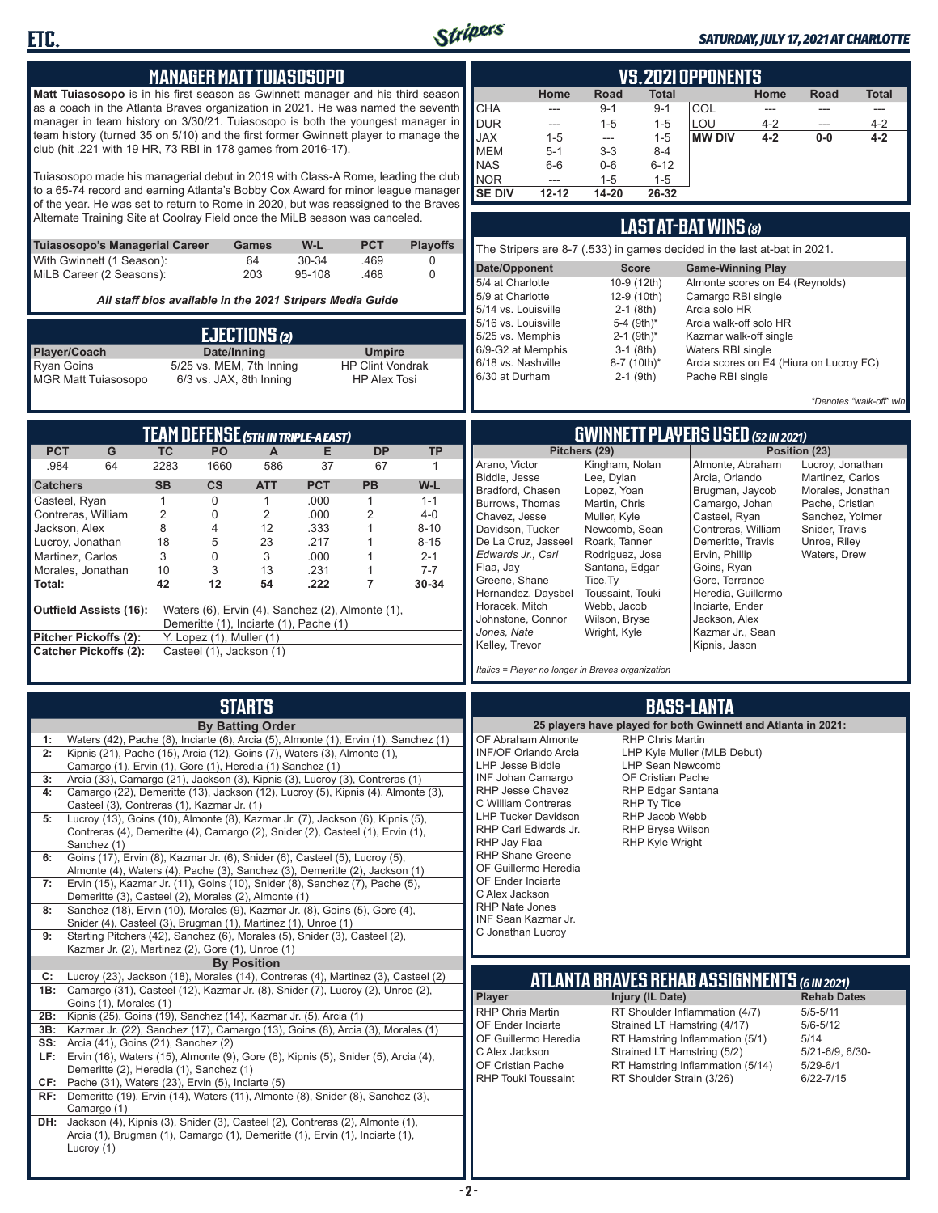## MANAGER MATT TUIASOSOPO

**Matt Tuiasosopo** is in his first season as Gwinnett manager and his third season as a coach in the Atlanta Braves organization in 2021. He was named the seventh manager in team history on 3/30/21. Tuiasosopo is both the youngest manager in team history (turned 35 on 5/10) and the first former Gwinnett player to manage the club (hit .221 with 19 HR, 73 RBI in 178 games from 2016-17).

Tuiasosopo made his managerial debut in 2019 with Class-A Rome, leading the club to a 65-74 record and earning Atlanta's Bobby Cox Award for minor league manager of the year. He was set to return to Rome in 2020, but was reassigned to the Braves Alternate Training Site at Coolray Field once the MiLB season was canceled.

| Tuiasosopo's Managerial Career | Games | W-L | PCT | Playoffs |
|---|---|---|---|---|
| With Gwinnett (1 Season): | 64 | 30-34 | .469 | 0 |
| MiLB Career (2 Seasons): | 203 | 95-108 | .468 | 0 |

*All staff bios available in the 2021 Stripers Media Guide*

## EJECTIONS (2)

| Player/Coach | Date/Inning | Umpire |
|---|---|---|
| Ryan Goins | 5/25 vs. MEM, 7th Inning | HP Clint Vondrak |
| MGR Matt Tuiasosopo | 6/3 vs. JAX, 8th Inning | HP Alex Tosi |

## VS. 2021 OPPONENTS

| | Home | Road | Total | | Home | Road | Total |
|---|---|---|---|---|---|---|---|
| CHA | --- | 9-1 | 9-1 | COL | --- | --- | --- |
| DUR | --- | 1-5 | 1-5 | LOU | 4-2 | --- | 4-2 |
| JAX | 1-5 | --- | 1-5 | **MW DIV** | **4-2** | **0-0** | **4-2** |
| MEM | 5-1 | 3-3 | 8-4 | | | | |
| NAS | 6-6 | 0-6 | 6-12 | | | | |
| NOR | --- | 1-5 | 1-5 | | | | |
| **SE DIV** | **12-12** | **14-20** | **26-32** | | | | |

## LAST AT-BAT WINS (8)

The Stripers are 8-7 (.533) in games decided in the last at-bat in 2021.

| Date/Opponent | Score | Game-Winning Play |
|---|---|---|
| 5/4 at Charlotte | 10-9 (12th) | Almonte scores on E4 (Reynolds) |
| 5/9 at Charlotte | 12-9 (10th) | Camargo RBI single |
| 5/14 vs. Louisville | 2-1 (8th) | Arcia solo HR |
| 5/16 vs. Louisville | 5-4 (9th)* | Arcia walk-off solo HR |
| 5/25 vs. Memphis | 2-1 (9th)* | Kazmar walk-off single |
| 6/9-G2 at Memphis | 3-1 (8th) | Waters RBI single |
| 6/18 vs. Nashville | 8-7 (10th)* | Arcia scores on E4 (Hiura on Lucroy FC) |
| 6/30 at Durham | 2-1 (9th) | Pache RBI single |

*Denotes "walk-off" win

## TEAM DEFENSE (5TH IN TRIPLE-A EAST)

| PCT | G | TC | PO | A | E | DP | TP |
|---|---|---|---|---|---|---|---|
| .984 | 64 | 2283 | 1660 | 586 | 37 | 67 | 1 |

| Catchers | SB | CS | ATT | PCT | PB | W-L |
|---|---|---|---|---|---|---|
| Casteel, Ryan | 1 | 0 | 1 | .000 | 1 | 1-1 |
| Contreras, William | 2 | 0 | 2 | .000 | 2 | 4-0 |
| Jackson, Alex | 8 | 4 | 12 | .333 | 1 | 8-10 |
| Lucroy, Jonathan | 18 | 5 | 23 | .217 | 1 | 8-15 |
| Martinez, Carlos | 3 | 0 | 3 | .000 | 1 | 2-1 |
| Morales, Jonathan | 10 | 3 | 13 | .231 | 1 | 7-7 |
| **Total:** | **42** | **12** | **54** | **.222** | **7** | **30-34** |

**Outfield Assists (16):** Waters (6), Ervin (4), Sanchez (2), Almonte (1), Demeritte (1), Inciarte (1), Pache (1)

**Pitcher Pickoffs (2):** Y. Lopez (1), Muller (1)

**Catcher Pickoffs (2):** Casteel (1), Jackson (1)

## GWINNETT PLAYERS USED (52 IN 2021)

**Pitchers (29):** Arano, Victor; Biddle, Jesse; Bradford, Chasen; Burrows, Thomas; Chavez, Jesse; Davidson, Tucker; De La Cruz, Jasseel; *Edwards Jr., Carl*; Flaa, Jay; Greene, Shane; Hernandez, Daysbel; Horacek, Mitch; Johnstone, Connor; *Jones, Nate*; Kelley, Trevor; Kingham, Nolan; Lee, Dylan; Lopez, Yoan; Martin, Chris; Muller, Kyle; Newcomb, Sean; Roark, Tanner; Rodriguez, Jose; Santana, Edgar; Tice, Ty; Toussaint, Touki; Webb, Jacob; Wilson, Bryse; Wright, Kyle

**Position (23):** Almonte, Abraham; Arcia, Orlando; Brugman, Jaycob; Camargo, Johan; Casteel, Ryan; Contreras, William; Demeritte, Travis; Ervin, Phillip; Goins, Ryan; Gore, Terrance; Heredia, Guillermo; Inciarte, Ender; Jackson, Alex; Kazmar Jr., Sean; Kipnis, Jason; Lucroy, Jonathan; Martinez, Carlos; Morales, Jonathan; Pache, Cristian; Sanchez, Yolmer; Snider, Travis; Unroe, Riley; Waters, Drew

*Italics = Player no longer in Braves organization*

## STARTS

**By Batting Order**

- **1:** Waters (42), Pache (8), Inciarte (6), Arcia (5), Almonte (1), Ervin (1), Sanchez (1)
- **2:** Kipnis (21), Pache (15), Arcia (12), Goins (7), Waters (3), Almonte (1), Camargo (1), Ervin (1), Gore (1), Heredia (1) Sanchez (1)
- **3:** Arcia (33), Camargo (21), Jackson (3), Kipnis (3), Lucroy (3), Contreras (1)
- **4:** Camargo (22), Demeritte (13), Jackson (12), Lucroy (5), Kipnis (4), Almonte (3), Casteel (3), Contreras (1), Kazmar Jr. (1)
- **5:** Lucroy (13), Goins (10), Almonte (8), Kazmar Jr. (7), Jackson (6), Kipnis (5), Contreras (4), Demeritte (4), Camargo (2), Snider (2), Casteel (1), Ervin (1), Sanchez (1)
- **6:** Goins (17), Ervin (8), Kazmar Jr. (6), Snider (6), Casteel (5), Lucroy (5), Almonte (4), Waters (4), Pache (3), Sanchez (3), Demeritte (2), Jackson (1)
- **7:** Ervin (15), Kazmar Jr. (11), Goins (10), Snider (8), Sanchez (7), Pache (5), Demeritte (3), Casteel (2), Morales (2), Almonte (1)
- **8:** Sanchez (18), Ervin (10), Morales (9), Kazmar Jr. (8), Goins (5), Gore (4), Snider (4), Casteel (3), Brugman (1), Martinez (1), Unroe (1)
- **9:** Starting Pitchers (42), Sanchez (6), Morales (5), Snider (3), Casteel (2), Kazmar Jr. (2), Martinez (2), Gore (1), Unroe (1)

**By Position**

- **C:** Lucroy (23), Jackson (18), Morales (14), Contreras (4), Martinez (3), Casteel (2)
- **1B:** Camargo (31), Casteel (12), Kazmar Jr. (8), Snider (7), Lucroy (2), Unroe (2), Goins (1), Morales (1)
- **2B:** Kipnis (25), Goins (19), Sanchez (14), Kazmar Jr. (5), Arcia (1)
- **3B:** Kazmar Jr. (22), Sanchez (17), Camargo (13), Goins (8), Arcia (3), Morales (1)
- **SS:** Arcia (41), Goins (21), Sanchez (2)
- **LF:** Ervin (16), Waters (15), Almonte (9), Gore (6), Kipnis (5), Snider (5), Arcia (4), Demeritte (2), Heredia (1), Sanchez (1)
- **CF:** Pache (31), Waters (23), Ervin (5), Inciarte (5)
- **RF:** Demeritte (19), Ervin (14), Waters (11), Almonte (8), Snider (8), Sanchez (3), Camargo (1)
- **DH:** Jackson (4), Kipnis (3), Snider (3), Casteel (2), Contreras (2), Almonte (1), Arcia (1), Brugman (1), Camargo (1), Demeritte (1), Ervin (1), Inciarte (1), Lucroy (1)

## BASS-LANTA

**25 players have played for both Gwinnett and Atlanta in 2021:**

- OF Abraham Almonte
- INF/OF Orlando Arcia
- LHP Jesse Biddle
- INF Johan Camargo
- RHP Jesse Chavez
- C William Contreras
- LHP Tucker Davidson
- RHP Carl Edwards Jr.
- RHP Jay Flaa
- RHP Shane Greene
- OF Guillermo Heredia
- OF Ender Inciarte
- C Alex Jackson
- RHP Nate Jones
- INF Sean Kazmar Jr.
- C Jonathan Lucroy
- RHP Chris Martin
- LHP Kyle Muller (MLB Debut)
- LHP Sean Newcomb
- OF Cristian Pache
- RHP Edgar Santana
- RHP Ty Tice
- RHP Jacob Webb
- RHP Bryse Wilson
- RHP Kyle Wright

## ATLANTA BRAVES REHAB ASSIGNMENTS (6 IN 2021)

| Player | Injury (IL Date) | Rehab Dates |
|---|---|---|
| RHP Chris Martin | RT Shoulder Inflammation (4/7) | 5/5-5/11 |
| OF Ender Inciarte | Strained LT Hamstring (4/17) | 5/6-5/12 |
| OF Guillermo Heredia | RT Hamstring Inflammation (5/1) | 5/14 |
| C Alex Jackson | Strained LT Hamstring (5/2) | 5/21-6/9, 6/30- |
| OF Cristian Pache | RT Hamstring Inflammation (5/14) | 5/29-6/1 |
| RHP Touki Toussaint | RT Shoulder Strain (3/26) | 6/22-7/15 |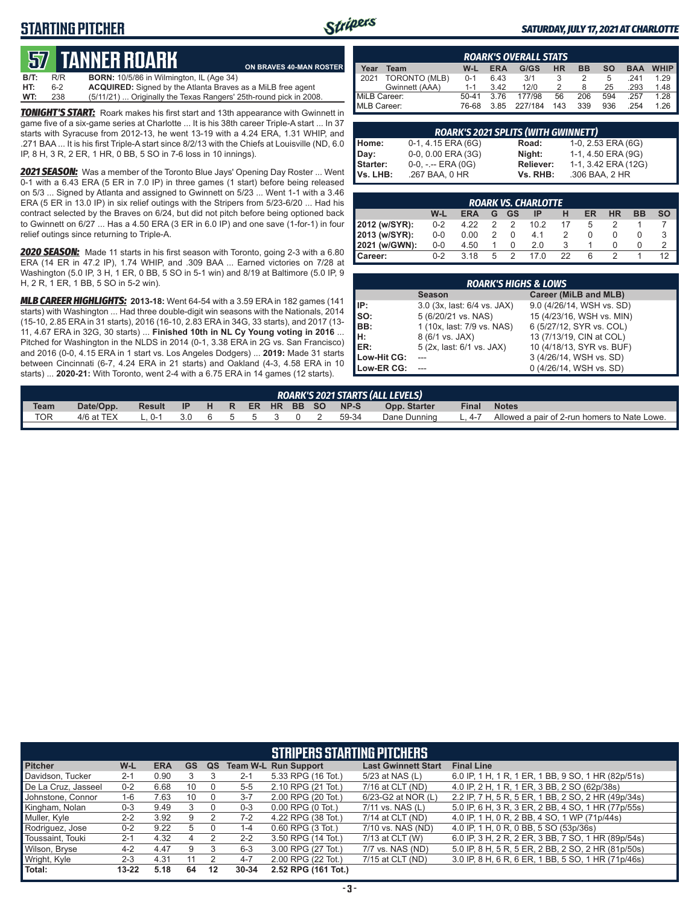## STARTING PITCHER

**SATURDAY, JULY 17, 2021 AT CHARLOTTE**

# 57 TANNER ROARK

**ON BRAVES 40-MAN ROSTER**

**B/T:** R/R **BORN:** 10/5/86 in Wilmington, IL (Age 34)
**HT:** 6-2 **ACQUIRED:** Signed by the Atlanta Braves as a MiLB free agent
**WT:** 238 (5/11/21) ... Originally the Texas Rangers' 25th-round pick in 2008.

***TONIGHT'S START:*** Roark makes his first start and 13th appearance with Gwinnett in game five of a six-game series at Charlotte ... It is his 38th career Triple-A start ... In 37 starts with Syracuse from 2012-13, he went 13-19 with a 4.24 ERA, 1.31 WHIP, and .271 BAA ... It is his first Triple-A start since 8/2/13 with the Chiefs at Louisville (ND, 6.0 IP, 8 H, 3 R, 2 ER, 1 HR, 0 BB, 5 SO in 7-6 loss in 10 innings).

***2021 SEASON:*** Was a member of the Toronto Blue Jays' Opening Day Roster ... Went 0-1 with a 6.43 ERA (5 ER in 7.0 IP) in three games (1 start) before being released on 5/3 ... Signed by Atlanta and assigned to Gwinnett on 5/23 ... Went 1-1 with a 3.46 ERA (5 ER in 13.0 IP) in six relief outings with the Stripers from 5/23-6/20 ... Had his contract selected by the Braves on 6/24, but did not pitch before being optioned back to Gwinnett on 6/27 ... Has a 4.50 ERA (3 ER in 6.0 IP) and one save (1-for-1) in four relief outings since returning to Triple-A.

***2020 SEASON:*** Made 11 starts in his first season with Toronto, going 2-3 with a 6.80 ERA (14 ER in 47.2 IP), 1.74 WHIP, and .309 BAA ... Earned victories on 7/28 at Washington (5.0 IP, 3 H, 1 ER, 0 BB, 5 SO in 5-1 win) and 8/19 at Baltimore (5.0 IP, 9 H, 2 R, 1 ER, 1 BB, 5 SO in 5-2 win).

***MLB CAREER HIGHLIGHTS:*** **2013-18:** Went 64-54 with a 3.59 ERA in 182 games (141 starts) with Washington ... Had three double-digit win seasons with the Nationals, 2014 (15-10, 2.85 ERA in 31 starts), 2016 (16-10, 2.83 ERA in 34G, 33 starts), and 2017 (13-11, 4.67 ERA in 32G, 30 starts) ... **Finished 10th in NL Cy Young voting in 2016** ... Pitched for Washington in the NLDS in 2014 (0-1, 3.38 ERA in 2G vs. San Francisco) and 2016 (0-0, 4.15 ERA in 1 start vs. Los Angeles Dodgers) ... **2019:** Made 31 starts between Cincinnati (6-7, 4.24 ERA in 21 starts) and Oakland (4-3, 4.58 ERA in 10 starts) ... **2020-21:** With Toronto, went 2-4 with a 6.75 ERA in 14 games (12 starts).

### ROARK'S OVERALL STATS

| Year | Team | W-L | ERA | G/GS | HR | BB | SO | BAA | WHIP |
|---|---|---|---|---|---|---|---|---|---|
| 2021 | TORONTO (MLB) | 0-1 | 6.43 | 3/1 | 3 | 2 | 5 | .241 | 1.29 |
| | Gwinnett (AAA) | 1-1 | 3.42 | 12/0 | 2 | 8 | 25 | .293 | 1.48 |
| MiLB Career: | | 50-41 | 3.76 | 177/98 | 56 | 206 | 594 | .257 | 1.28 |
| MLB Career: | | 76-68 | 3.85 | 227/184 | 143 | 339 | 936 | .254 | 1.26 |

### ROARK'S 2021 SPLITS (WITH GWINNETT)

| | | | |
|---|---|---|---|
| Home: | 0-1, 4.15 ERA (6G) | Road: | 1-0, 2.53 ERA (6G) |
| Day: | 0-0, 0.00 ERA (3G) | Night: | 1-1, 4.50 ERA (9G) |
| Starter: | 0-0, -.-- ERA (0G) | Reliever: | 1-1, 3.42 ERA (12G) |
| Vs. LHB: | .267 BAA, 0 HR | Vs. RHB: | .306 BAA, 2 HR |

### ROARK VS. CHARLOTTE

| | W-L | ERA | G | GS | IP | H | ER | HR | BB | SO |
|---|---|---|---|---|---|---|---|---|---|---|
| 2012 (w/SYR): | 0-2 | 4.22 | 2 | 2 | 10.2 | 17 | 5 | 2 | 1 | 7 |
| 2013 (w/SYR): | 0-0 | 0.00 | 2 | 0 | 4.1 | 2 | 0 | 0 | 0 | 3 |
| 2021 (w/GWN): | 0-0 | 4.50 | 1 | 0 | 2.0 | 3 | 1 | 0 | 0 | 2 |
| Career: | 0-2 | 3.18 | 5 | 2 | 17.0 | 22 | 6 | 2 | 1 | 12 |

### ROARK'S HIGHS & LOWS

| | Season | Career (MiLB and MLB) |
|---|---|---|
| IP: | 3.0 (3x, last: 6/4 vs. JAX) | 9.0 (4/26/14, WSH vs. SD) |
| SO: | 5 (6/20/21 vs. NAS) | 15 (4/23/16, WSH vs. MIN) |
| BB: | 1 (10x, last: 7/9 vs. NAS) | 6 (5/27/12, SYR vs. COL) |
| H: | 8 (6/1 vs. JAX) | 13 (7/13/19, CIN at COL) |
| ER: | 5 (2x, last: 6/1 vs. JAX) | 10 (4/18/13, SYR vs. BUF) |
| Low-Hit CG: | --- | 3 (4/26/14, WSH vs. SD) |
| Low-ER CG: | --- | 0 (4/26/14, WSH vs. SD) |

### ROARK'S 2021 STARTS (ALL LEVELS)

| Team | Date/Opp. | Result | IP | H | R | ER | HR | BB | SO | NP-S | Opp. Starter | Final | Notes |
|---|---|---|---|---|---|---|---|---|---|---|---|---|---|
| TOR | 4/6 at TEX | L, 0-1 | 3.0 | 6 | 5 | 5 | 3 | 0 | 2 | 59-34 | Dane Dunning | L, 4-7 | Allowed a pair of 2-run homers to Nate Lowe. |

### STRIPERS STARTING PITCHERS

| Pitcher | W-L | ERA | GS | QS | Team W-L | Run Support | Last Gwinnett Start | Final Line |
|---|---|---|---|---|---|---|---|---|
| Davidson, Tucker | 2-1 | 0.90 | 3 | 3 | 2-1 | 5.33 RPG (16 Tot.) | 5/23 at NAS (L) | 6.0 IP, 1 H, 1 R, 1 ER, 1 BB, 9 SO, 1 HR (82p/51s) |
| De La Cruz, Jasseel | 0-2 | 6.68 | 10 | 0 | 5-5 | 2.10 RPG (21 Tot.) | 7/16 at CLT (ND) | 4.0 IP, 2 H, 1 R, 1 ER, 3 BB, 2 SO (62p/38s) |
| Johnstone, Connor | 1-6 | 7.63 | 10 | 0 | 3-7 | 2.00 RPG (20 Tot.) | 6/23-G2 at NOR (L) | 2.2 IP, 7 H, 5 R, 5 ER, 1 BB, 2 SO, 2 HR (49p/34s) |
| Kingham, Nolan | 0-3 | 9.49 | 3 | 0 | 0-3 | 0.00 RPG (0 Tot.) | 7/11 vs. NAS (L) | 5.0 IP, 6 H, 3 R, 3 ER, 2 BB, 4 SO, 1 HR (77p/55s) |
| Muller, Kyle | 2-2 | 3.92 | 9 | 2 | 7-2 | 4.22 RPG (38 Tot.) | 7/14 at CLT (ND) | 4.0 IP, 1 H, 0 R, 2 BB, 4 SO, 1 WP (71p/44s) |
| Rodriguez, Jose | 0-2 | 9.22 | 5 | 0 | 1-4 | 0.60 RPG (3 Tot.) | 7/10 vs. NAS (ND) | 4.0 IP, 1 H, 0 R, 0 BB, 5 SO (53p/36s) |
| Toussaint, Touki | 2-1 | 4.32 | 4 | 2 | 2-2 | 3.50 RPG (14 Tot.) | 7/13 at CLT (W) | 6.0 IP, 3 H, 2 R, 2 ER, 3 BB, 7 SO, 1 HR (89p/54s) |
| Wilson, Bryse | 4-2 | 4.47 | 9 | 3 | 6-3 | 3.00 RPG (27 Tot.) | 7/7 vs. NAS (ND) | 5.0 IP, 8 H, 5 R, 5 ER, 2 BB, 2 SO, 2 HR (81p/50s) |
| Wright, Kyle | 2-3 | 4.31 | 11 | 2 | 4-7 | 2.00 RPG (22 Tot.) | 7/15 at CLT (ND) | 3.0 IP, 8 H, 6 R, 6 ER, 1 BB, 5 SO, 1 HR (71p/46s) |
| Total: | 13-22 | 5.18 | 64 | 12 | 30-34 | 2.52 RPG (161 Tot.) | | |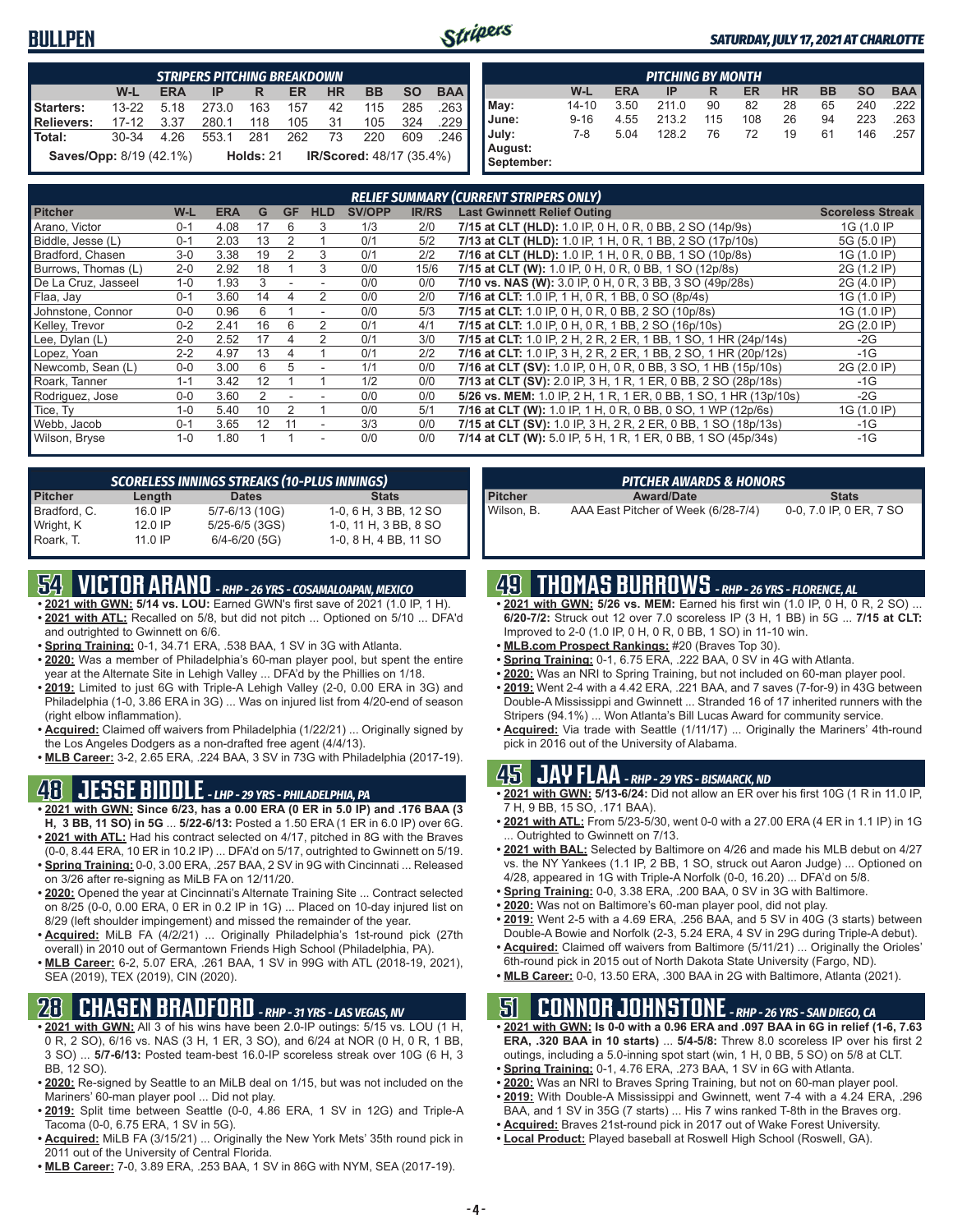## BULLPEN

*SATURDAY, JULY 17, 2021 AT CHARLOTTE*

| *STRIPERS PITCHING BREAKDOWN* | | | | | | | | | |
|---|---|---|---|---|---|---|---|---|---|
| | W-L | ERA | IP | R | ER | HR | BB | SO | BAA |
| Starters: | 13-22 | 5.18 | 273.0 | 163 | 157 | 42 | 115 | 285 | .263 |
| Relievers: | 17-12 | 3.37 | 280.1 | 118 | 105 | 31 | 105 | 324 | .229 |
| Total: | 30-34 | 4.26 | 553.1 | 281 | 262 | 73 | 220 | 609 | .246 |

**Saves/Opp:** 8/19 (42.1%) **Holds:** 21 **IR/Scored:** 48/17 (35.4%)

| *PITCHING BY MONTH* | | | | | | | | | |
|---|---|---|---|---|---|---|---|---|---|
| | W-L | ERA | IP | R | ER | HR | BB | SO | BAA |
| May: | 14-10 | 3.50 | 211.0 | 90 | 82 | 28 | 65 | 240 | .222 |
| June: | 9-16 | 4.55 | 213.2 | 115 | 108 | 26 | 94 | 223 | .263 |
| July: | 7-8 | 5.04 | 128.2 | 76 | 72 | 19 | 61 | 146 | .257 |
| August: | | | | | | | | | |
| September: | | | | | | | | | |

*RELIEF SUMMARY (CURRENT STRIPERS ONLY)*

| Pitcher | W-L | ERA | G | GF | HLD | SV/OPP | IR/RS | Last Gwinnett Relief Outing | Scoreless Streak |
|---|---|---|---|---|---|---|---|---|---|
| Arano, Victor | 0-1 | 4.08 | 17 | 6 | 3 | 1/3 | 2/0 | 7/15 at CLT (HLD): 1.0 IP, 0 H, 0 R, 0 BB, 2 SO (14p/9s) | 1G (1.0 IP |
| Biddle, Jesse (L) | 0-1 | 2.03 | 13 | 2 | 1 | 0/1 | 5/2 | 7/13 at CLT (HLD): 1.0 IP, 1 H, 0 R, 1 BB, 2 SO (17p/10s) | 5G (5.0 IP) |
| Bradford, Chasen | 3-0 | 3.38 | 19 | 2 | 3 | 0/1 | 2/2 | 7/16 at CLT (HLD): 1.0 IP, 1 H, 0 R, 0 BB, 1 SO (10p/8s) | 1G (1.0 IP) |
| Burrows, Thomas (L) | 2-0 | 2.92 | 18 | 1 | 3 | 0/0 | 15/6 | 7/15 at CLT (W): 1.0 IP, 0 H, 0 R, 0 BB, 1 SO (12p/8s) | 2G (1.2 IP) |
| De La Cruz, Jasseel | 1-0 | 1.93 | 3 | - | - | 0/0 | 0/0 | 7/10 vs. NAS (W): 3.0 IP, 0 H, 0 R, 3 BB, 3 SO (49p/28s) | 2G (4.0 IP) |
| Flaa, Jay | 0-1 | 3.60 | 14 | 4 | 2 | 0/0 | 2/0 | 7/16 at CLT: 1.0 IP, 1 H, 0 R, 1 BB, 0 SO (8p/4s) | 1G (1.0 IP) |
| Johnstone, Connor | 0-0 | 0.96 | 6 | 1 | - | 0/0 | 5/3 | 7/15 at CLT: 1.0 IP, 0 H, 0 R, 0 BB, 2 SO (10p/8s) | 1G (1.0 IP) |
| Kelley, Trevor | 0-2 | 2.41 | 16 | 6 | 2 | 0/1 | 4/1 | 7/15 at CLT: 1.0 IP, 0 H, 0 R, 0 BB, 2 SO (16p/10s) | 2G (2.0 IP) |
| Lee, Dylan (L) | 2-0 | 2.52 | 17 | 4 | 2 | 0/1 | 3/0 | 7/15 at CLT: 1.0 IP, 2 H, 2 R, 2 ER, 1 BB, 1 SO, 1 HR (24p/14s) | -2G |
| Lopez, Yoan | 2-2 | 4.97 | 13 | 4 | 1 | 0/1 | 2/2 | 7/16 at CLT: 1.0 IP, 3 H, 2 R, 2 ER, 1 BB, 2 SO, 1 HR (20p/12s) | -1G |
| Newcomb, Sean (L) | 0-0 | 3.00 | 6 | 5 | - | 1/1 | 0/0 | 7/16 at CLT (SV): 1.0 IP, 0 H, 0 R, 0 BB, 3 SO, 1 HB (15p/10s) | 2G (2.0 IP) |
| Roark, Tanner | 1-1 | 3.42 | 12 | 1 | 1 | 1/2 | 0/0 | 7/13 at CLT (SV): 2.0 IP, 3 H, 1 R, 1 ER, 0 BB, 2 SO (28p/18s) | -1G |
| Rodriguez, Jose | 0-0 | 3.60 | 2 | - | - | 0/0 | 0/0 | 5/26 vs. MEM: 1.0 IP, 2 H, 1 R, 1 ER, 0 BB, 1 SO, 1 HR (13p/10s) | -2G |
| Tice, Ty | 1-0 | 5.40 | 10 | 2 | 1 | 0/0 | 5/1 | 7/16 at CLT (W): 1.0 IP, 1 H, 0 R, 0 BB, 0 SO, 1 WP (12p/6s) | 1G (1.0 IP) |
| Webb, Jacob | 0-1 | 3.65 | 12 | 11 | - | 3/3 | 0/0 | 7/15 at CLT (SV): 1.0 IP, 3 H, 2 R, 2 ER, 0 BB, 1 SO (18p/13s) | -1G |
| Wilson, Bryse | 1-0 | 1.80 | 1 | 1 | - | 0/0 | 0/0 | 7/14 at CLT (W): 5.0 IP, 5 H, 1 R, 1 ER, 0 BB, 1 SO (45p/34s) | -1G |

*SCORELESS INNINGS STREAKS (10-PLUS INNINGS)*

| Pitcher | Length | Dates | Stats |
|---|---|---|---|
| Bradford, C. | 16.0 IP | 5/7-6/13 (10G) | 1-0, 6 H, 3 BB, 12 SO |
| Wright, K | 12.0 IP | 5/25-6/5 (3GS) | 1-0, 11 H, 3 BB, 8 SO |
| Roark, T. | 11.0 IP | 6/4-6/20 (5G) | 1-0, 8 H, 4 BB, 11 SO |

*PITCHER AWARDS & HONORS*

| Pitcher | Award/Date | Stats |
|---|---|---|
| Wilson, B. | AAA East Pitcher of Week (6/28-7/4) | 0-0, 7.0 IP, 0 ER, 7 SO |

## 54 VICTOR ARANO - RHP - 26 YRS - COSAMALOAPAN, MEXICO

- **2021 with GWN: 5/14 vs. LOU:** Earned GWN's first save of 2021 (1.0 IP, 1 H).
- **2021 with ATL:** Recalled on 5/8, but did not pitch ... Optioned on 5/10 ... DFA'd and outrighted to Gwinnett on 6/6.
- **Spring Training:** 0-1, 34.71 ERA, .538 BAA, 1 SV in 3G with Atlanta.
- **2020:** Was a member of Philadelphia's 60-man player pool, but spent the entire year at the Alternate Site in Lehigh Valley ... DFA'd by the Phillies on 1/18.
- **2019:** Limited to just 6G with Triple-A Lehigh Valley (2-0, 0.00 ERA in 3G) and Philadelphia (1-0, 3.86 ERA in 3G) ... Was on injured list from 4/20-end of season (right elbow inflammation).
- **Acquired:** Claimed off waivers from Philadelphia (1/22/21) ... Originally signed by the Los Angeles Dodgers as a non-drafted free agent (4/4/13).
- **MLB Career:** 3-2, 2.65 ERA, .224 BAA, 3 SV in 73G with Philadelphia (2017-19).

## 48 JESSE BIDDLE - LHP - 29 YRS - PHILADELPHIA, PA

- **2021 with GWN: Since 6/23, has a 0.00 ERA (0 ER in 5.0 IP) and .176 BAA (3 H, 3 BB, 11 SO) in 5G** ... **5/22-6/13:** Posted a 1.50 ERA (1 ER in 6.0 IP) over 6G.
- **2021 with ATL:** Had his contract selected on 4/17, pitched in 8G with the Braves (0-0, 8.44 ERA, 10 ER in 10.2 IP) ... DFA'd on 5/17, outrighted to Gwinnett on 5/19.
- **Spring Training:** 0-0, 3.00 ERA, .257 BAA, 2 SV in 9G with Cincinnati ... Released on 3/26 after re-signing as MiLB FA on 12/11/20.
- **2020:** Opened the year at Cincinnati's Alternate Training Site ... Contract selected on 8/25 (0-0, 0.00 ERA, 0 ER in 0.2 IP in 1G) ... Placed on 10-day injured list on 8/29 (left shoulder impingement) and missed the remainder of the year.
- **Acquired:** MiLB FA (4/2/21) ... Originally Philadelphia's 1st-round pick (27th overall) in 2010 out of Germantown Friends High School (Philadelphia, PA).
- **MLB Career:** 6-2, 5.07 ERA, .261 BAA, 1 SV in 99G with ATL (2018-19, 2021), SEA (2019), TEX (2019), CIN (2020).

## 28 CHASEN BRADFORD - RHP - 31 YRS - LAS VEGAS, NV

- **2021 with GWN:** All 3 of his wins have been 2.0-IP outings: 5/15 vs. LOU (1 H, 0 R, 2 SO), 6/16 vs. NAS (3 H, 1 ER, 3 SO), and 6/24 at NOR (0 H, 0 R, 1 BB, 3 SO) ... **5/7-6/13:** Posted team-best 16.0-IP scoreless streak over 10G (6 H, 3 BB, 12 SO).
- **2020:** Re-signed by Seattle to an MiLB deal on 1/15, but was not included on the Mariners' 60-man player pool ... Did not play.
- **2019:** Split time between Seattle (0-0, 4.86 ERA, 1 SV in 12G) and Triple-A Tacoma (0-0, 6.75 ERA, 1 SV in 5G).
- **Acquired:** MiLB FA (3/15/21) ... Originally the New York Mets' 35th round pick in 2011 out of the University of Central Florida.
- **MLB Career:** 7-0, 3.89 ERA, .253 BAA, 1 SV in 86G with NYM, SEA (2017-19).

## 49 THOMAS BURROWS - RHP - 26 YRS - FLORENCE, AL

- **2021 with GWN: 5/26 vs. MEM:** Earned his first win (1.0 IP, 0 H, 0 R, 2 SO) ... **6/20-7/2:** Struck out 12 over 7.0 scoreless IP (3 H, 1 BB) in 5G ... **7/15 at CLT:** Improved to 2-0 (1.0 IP, 0 H, 0 R, 0 BB, 1 SO) in 11-10 win.
- **MLB.com Prospect Rankings:** #20 (Braves Top 30).
- **Spring Training:** 0-1, 6.75 ERA, .222 BAA, 0 SV in 4G with Atlanta.
- **2020:** Was an NRI to Spring Training, but not included on 60-man player pool.
- **2019:** Went 2-4 with a 4.42 ERA, .221 BAA, and 7 saves (7-for-9) in 43G between Double-A Mississippi and Gwinnett ... Stranded 16 of 17 inherited runners with the Stripers (94.1%) ... Won Atlanta's Bill Lucas Award for community service.
- **Acquired:** Via trade with Seattle (1/11/17) ... Originally the Mariners' 4th-round pick in 2016 out of the University of Alabama.

## 45 JAY FLAA - RHP - 29 YRS - BISMARCK, ND

- **2021 with GWN: 5/13-6/24:** Did not allow an ER over his first 10G (1 R in 11.0 IP, 7 H, 9 BB, 15 SO, .171 BAA).
- **2021 with ATL:** From 5/23-5/30, went 0-0 with a 27.00 ERA (4 ER in 1.1 IP) in 1G ... Outrighted to Gwinnett on 7/13.
- **2021 with BAL:** Selected by Baltimore on 4/26 and made his MLB debut on 4/27 vs. the NY Yankees (1.1 IP, 2 BB, 1 SO, struck out Aaron Judge) ... Optioned on 4/28, appeared in 1G with Triple-A Norfolk (0-0, 16.20) ... DFA'd on 5/8.
- **Spring Training:** 0-0, 3.38 ERA, .200 BAA, 0 SV in 3G with Baltimore.
- **2020:** Was not on Baltimore's 60-man player pool, did not play.
- **2019:** Went 2-5 with a 4.69 ERA, .256 BAA, and 5 SV in 40G (3 starts) between Double-A Bowie and Norfolk (2-3, 5.24 ERA, 4 SV in 29G during Triple-A debut).
- **Acquired:** Claimed off waivers from Baltimore (5/11/21) ... Originally the Orioles' 6th-round pick in 2015 out of North Dakota State University (Fargo, ND).
- **MLB Career:** 0-0, 13.50 ERA, .300 BAA in 2G with Baltimore, Atlanta (2021).

## 51 CONNOR JOHNSTONE - RHP - 26 YRS - SAN DIEGO, CA

- **2021 with GWN: Is 0-0 with a 0.96 ERA and .097 BAA in 6G in relief (1-6, 7.63 ERA, .320 BAA in 10 starts)** ... **5/4-5/8:** Threw 8.0 scoreless IP over his first 2 outings, including a 5.0-inning spot start (win, 1 H, 0 BB, 5 SO) on 5/8 at CLT.
- **Spring Training:** 0-1, 4.76 ERA, .273 BAA, 1 SV in 6G with Atlanta.
- **2020:** Was an NRI to Braves Spring Training, but not on 60-man player pool.
- **2019:** With Double-A Mississippi and Gwinnett, went 7-4 with a 4.24 ERA, .296 BAA, and 1 SV in 35G (7 starts) ... His 7 wins ranked T-8th in the Braves org.
- **Acquired:** Braves 21st-round pick in 2017 out of Wake Forest University.
- **Local Product:** Played baseball at Roswell High School (Roswell, GA).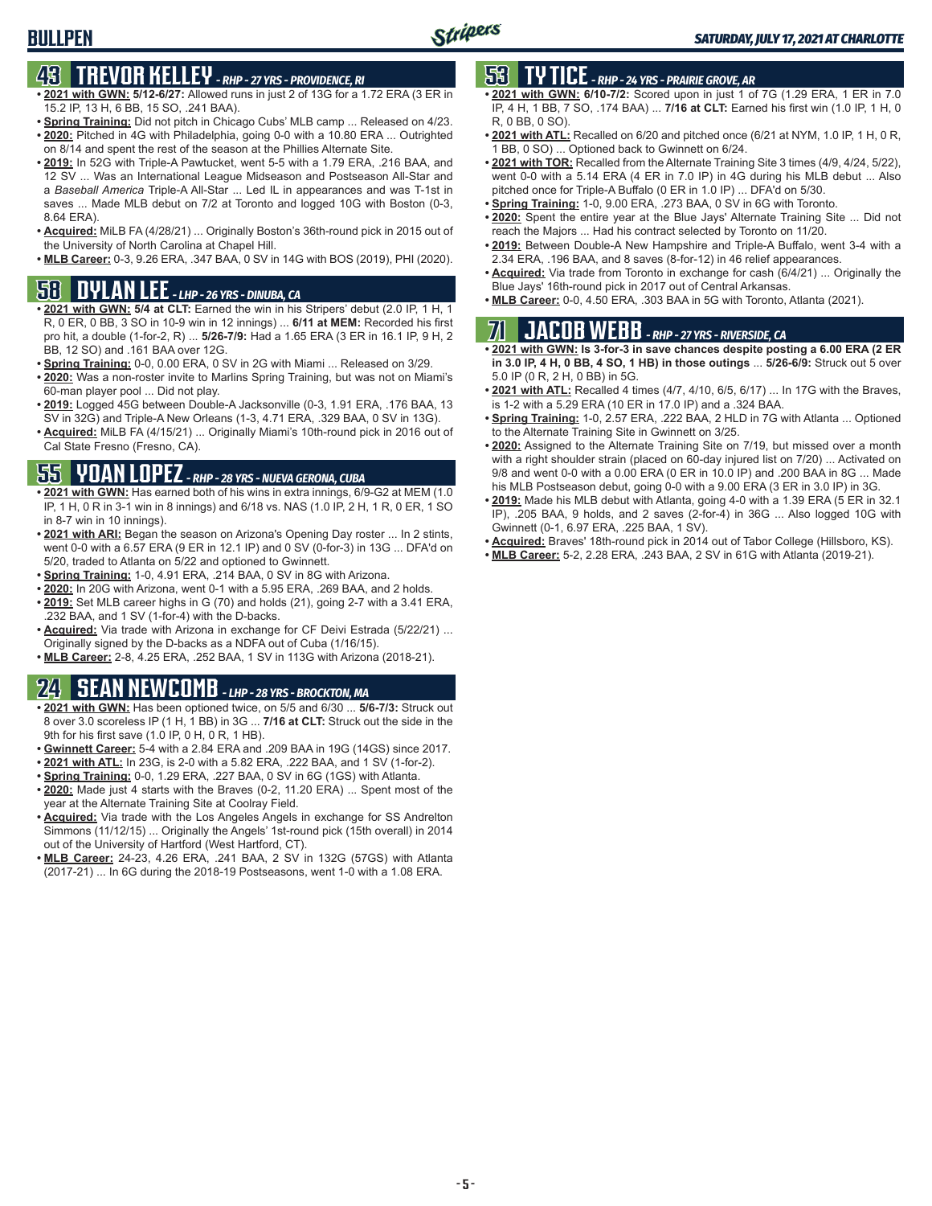# BULLPEN

## 43 TREVOR KELLEY - RHP - 27 YRS - PROVIDENCE, RI

- **2021 with GWN: 5/12-6/27:** Allowed runs in just 2 of 13G for a 1.72 ERA (3 ER in 15.2 IP, 13 H, 6 BB, 15 SO, .241 BAA).
- **Spring Training:** Did not pitch in Chicago Cubs' MLB camp ... Released on 4/23.
- **2020:** Pitched in 4G with Philadelphia, going 0-0 with a 10.80 ERA ... Outrighted on 8/14 and spent the rest of the season at the Phillies Alternate Site.
- **2019:** In 52G with Triple-A Pawtucket, went 5-5 with a 1.79 ERA, .216 BAA, and 12 SV ... Was an International League Midseason and Postseason All-Star and a *Baseball America* Triple-A All-Star ... Led IL in appearances and was T-1st in saves ... Made MLB debut on 7/2 at Toronto and logged 10G with Boston (0-3, 8.64 ERA).
- **Acquired:** MiLB FA (4/28/21) ... Originally Boston's 36th-round pick in 2015 out of the University of North Carolina at Chapel Hill.
- **MLB Career:** 0-3, 9.26 ERA, .347 BAA, 0 SV in 14G with BOS (2019), PHI (2020).

## 58 DYLAN LEE - LHP - 26 YRS - DINUBA, CA

- **2021 with GWN: 5/4 at CLT:** Earned the win in his Stripers' debut (2.0 IP, 1 H, 1 R, 0 ER, 0 BB, 3 SO in 10-9 win in 12 innings) ... **6/11 at MEM:** Recorded his first pro hit, a double (1-for-2, R) ... **5/26-7/9:** Had a 1.65 ERA (3 ER in 16.1 IP, 9 H, 2 BB, 12 SO) and .161 BAA over 12G.
- **Spring Training:** 0-0, 0.00 ERA, 0 SV in 2G with Miami ... Released on 3/29.
- **2020:** Was a non-roster invite to Marlins Spring Training, but was not on Miami's 60-man player pool ... Did not play.
- **2019:** Logged 45G between Double-A Jacksonville (0-3, 1.91 ERA, .176 BAA, 13 SV in 32G) and Triple-A New Orleans (1-3, 4.71 ERA, .329 BAA, 0 SV in 13G).
- **Acquired:** MiLB FA (4/15/21) ... Originally Miami's 10th-round pick in 2016 out of Cal State Fresno (Fresno, CA).

## 55 YOAN LOPEZ - RHP - 28 YRS - NUEVA GERONA, CUBA

- **2021 with GWN:** Has earned both of his wins in extra innings, 6/9-G2 at MEM (1.0 IP, 1 H, 0 R in 3-1 win in 8 innings) and 6/18 vs. NAS (1.0 IP, 2 H, 1 R, 0 ER, 1 SO in 8-7 win in 10 innings).
- **2021 with ARI:** Began the season on Arizona's Opening Day roster ... In 2 stints, went 0-0 with a 6.57 ERA (9 ER in 12.1 IP) and 0 SV (0-for-3) in 13G ... DFA'd on 5/20, traded to Atlanta on 5/22 and optioned to Gwinnett.
- **Spring Training:** 1-0, 4.91 ERA, .214 BAA, 0 SV in 8G with Arizona.
- **2020:** In 20G with Arizona, went 0-1 with a 5.95 ERA, .269 BAA, and 2 holds.
- **2019:** Set MLB career highs in G (70) and holds (21), going 2-7 with a 3.41 ERA, .232 BAA, and 1 SV (1-for-4) with the D-backs.
- **Acquired:** Via trade with Arizona in exchange for CF Deivi Estrada (5/22/21) ... Originally signed by the D-backs as a NDFA out of Cuba (1/16/15).
- **MLB Career:** 2-8, 4.25 ERA, .252 BAA, 1 SV in 113G with Arizona (2018-21).

## 24 SEAN NEWCOMB - LHP - 28 YRS - BROCKTON, MA

- **2021 with GWN:** Has been optioned twice, on 5/5 and 6/30 ... **5/6-7/3:** Struck out 8 over 3.0 scoreless IP (1 H, 1 BB) in 3G ... **7/16 at CLT:** Struck out the side in the 9th for his first save (1.0 IP, 0 H, 0 R, 1 HB).
- **Gwinnett Career:** 5-4 with a 2.84 ERA and .209 BAA in 19G (14GS) since 2017.
- **2021 with ATL:** In 23G, is 2-0 with a 5.82 ERA, .222 BAA, and 1 SV (1-for-2).
- **Spring Training:** 0-0, 1.29 ERA, .227 BAA, 0 SV in 6G (1GS) with Atlanta.
- **2020:** Made just 4 starts with the Braves (0-2, 11.20 ERA) ... Spent most of the year at the Alternate Training Site at Coolray Field.
- **Acquired:** Via trade with the Los Angeles Angels in exchange for SS Andrelton Simmons (11/12/15) ... Originally the Angels' 1st-round pick (15th overall) in 2014 out of the University of Hartford (West Hartford, CT).
- **MLB Career:** 24-23, 4.26 ERA, .241 BAA, 2 SV in 132G (57GS) with Atlanta (2017-21) ... In 6G during the 2018-19 Postseasons, went 1-0 with a 1.08 ERA.

## 53 TY TICE - RHP - 24 YRS - PRAIRIE GROVE, AR

- **2021 with GWN: 6/10-7/2:** Scored upon in just 1 of 7G (1.29 ERA, 1 ER in 7.0 IP, 4 H, 1 BB, 7 SO, .174 BAA) ... **7/16 at CLT:** Earned his first win (1.0 IP, 1 H, 0 R, 0 BB, 0 SO).
- **2021 with ATL:** Recalled on 6/20 and pitched once (6/21 at NYM, 1.0 IP, 1 H, 0 R, 1 BB, 0 SO) ... Optioned back to Gwinnett on 6/24.
- **2021 with TOR:** Recalled from the Alternate Training Site 3 times (4/9, 4/24, 5/22), went 0-0 with a 5.14 ERA (4 ER in 7.0 IP) in 4G during his MLB debut ... Also pitched once for Triple-A Buffalo (0 ER in 1.0 IP) ... DFA'd on 5/30.
- **Spring Training:** 1-0, 9.00 ERA, .273 BAA, 0 SV in 6G with Toronto.
- **2020:** Spent the entire year at the Blue Jays' Alternate Training Site ... Did not reach the Majors ... Had his contract selected by Toronto on 11/20.
- **2019:** Between Double-A New Hampshire and Triple-A Buffalo, went 3-4 with a 2.34 ERA, .196 BAA, and 8 saves (8-for-12) in 46 relief appearances.
- **Acquired:** Via trade from Toronto in exchange for cash (6/4/21) ... Originally the Blue Jays' 16th-round pick in 2017 out of Central Arkansas.
- **MLB Career:** 0-0, 4.50 ERA, .303 BAA in 5G with Toronto, Atlanta (2021).

## 71 JACOB WEBB - RHP - 27 YRS - RIVERSIDE, CA

- **2021 with GWN: Is 3-for-3 in save chances despite posting a 6.00 ERA (2 ER in 3.0 IP, 4 H, 0 BB, 4 SO, 1 HB) in those outings** ... **5/26-6/9:** Struck out 5 over 5.0 IP (0 R, 2 H, 0 BB) in 5G.
- **2021 with ATL:** Recalled 4 times (4/7, 4/10, 6/5, 6/17) ... In 17G with the Braves, is 1-2 with a 5.29 ERA (10 ER in 17.0 IP) and a .324 BAA.
- **Spring Training:** 1-0, 2.57 ERA, .222 BAA, 2 HLD in 7G with Atlanta ... Optioned to the Alternate Training Site in Gwinnett on 3/25.
- **2020:** Assigned to the Alternate Training Site on 7/19, but missed over a month with a right shoulder strain (placed on 60-day injured list on 7/20) ... Activated on 9/8 and went 0-0 with a 0.00 ERA (0 ER in 10.0 IP) and .200 BAA in 8G ... Made his MLB Postseason debut, going 0-0 with a 9.00 ERA (3 ER in 3.0 IP) in 3G.
- **2019:** Made his MLB debut with Atlanta, going 4-0 with a 1.39 ERA (5 ER in 32.1 IP), .205 BAA, 9 holds, and 2 saves (2-for-4) in 36G ... Also logged 10G with Gwinnett (0-1, 6.97 ERA, .225 BAA, 1 SV).
- **Acquired:** Braves' 18th-round pick in 2014 out of Tabor College (Hillsboro, KS).
- **MLB Career:** 5-2, 2.28 ERA, .243 BAA, 2 SV in 61G with Atlanta (2019-21).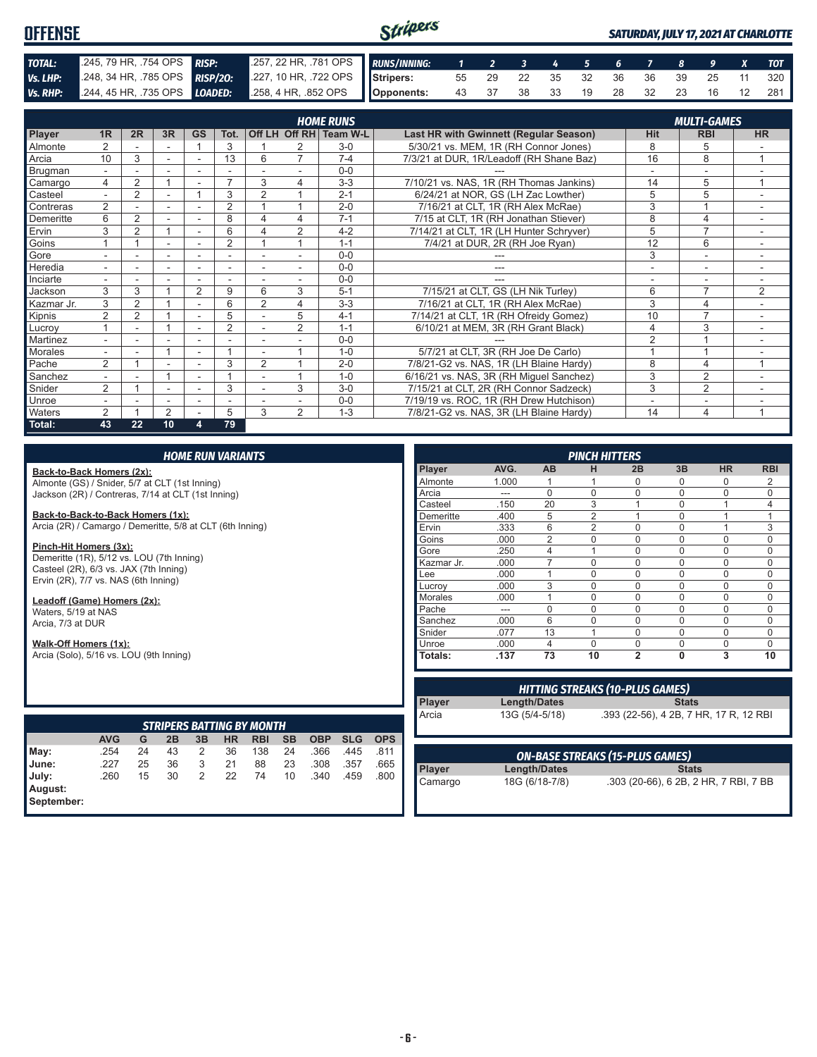# OFFENSE

*SATURDAY, JULY 17, 2021 AT CHARLOTTE*

| | | | |
|---|---|---|---|
| **TOTAL:** | .245, 79 HR, .754 OPS | **RISP:** | .257, 22 HR, .781 OPS |
| **Vs. LHP:** | .248, 34 HR, .785 OPS | **RISP/2O:** | .227, 10 HR, .722 OPS |
| **Vs. RHP:** | .244, 45 HR, .735 OPS | **LOADED:** | .258, 4 HR, .852 OPS |

| RUNS/INNING: | 1 | 2 | 3 | 4 | 5 | 6 | 7 | 8 | 9 | X | TOT |
|---|---|---|---|---|---|---|---|---|---|---|---|
| Stripers: | 55 | 29 | 22 | 35 | 32 | 36 | 36 | 39 | 25 | 11 | 320 |
| Opponents: | 43 | 37 | 38 | 33 | 19 | 28 | 32 | 23 | 16 | 12 | 281 |

## HOME RUNS / MULTI-GAMES

| Player | 1R | 2R | 3R | GS | Tot. | Off LH | Off RH | Team W-L | Last HR with Gwinnett (Regular Season) | Hit | RBI | HR |
|---|---|---|---|---|---|---|---|---|---|---|---|---|
| Almonte | 2 | - | - | 1 | 3 | 1 | 2 | 3-0 | 5/30/21 vs. MEM, 1R (RH Connor Jones) | 8 | 5 | - |
| Arcia | 10 | 3 | - | - | 13 | 6 | 7 | 7-4 | 7/3/21 at DUR, 1R/Leadoff (RH Shane Baz) | 16 | 8 | 1 |
| Brugman | - | - | - | - | - | - | - | 0-0 | --- | - | - | - |
| Camargo | 4 | 2 | 1 | - | 7 | 3 | 4 | 3-3 | 7/10/21 vs. NAS, 1R (RH Thomas Jankins) | 14 | 5 | 1 |
| Casteel | - | 2 | - | 1 | 3 | 2 | 1 | 2-1 | 6/24/21 at NOR, GS (LH Zac Lowther) | 5 | 5 | - |
| Contreras | 2 | - | - | - | 2 | 1 | 1 | 2-0 | 7/16/21 at CLT, 1R (RH Alex McRae) | 3 | 1 | - |
| Demeritte | 6 | 2 | - | - | 8 | 4 | 4 | 7-1 | 7/15 at CLT, 1R (RH Jonathan Stiever) | 8 | 4 | - |
| Ervin | 3 | 2 | 1 | - | 6 | 4 | 2 | 4-2 | 7/14/21 at CLT, 1R (LH Hunter Schryver) | 5 | 7 | - |
| Goins | 1 | 1 | - | - | 2 | 1 | 1 | 1-1 | 7/4/21 at DUR, 2R (RH Joe Ryan) | 12 | 6 | - |
| Gore | - | - | - | - | - | - | - | 0-0 | --- | 3 | - | - |
| Heredia | - | - | - | - | - | - | - | 0-0 | --- | - | - | - |
| Inciarte | - | - | - | - | - | - | - | 0-0 | --- | - | - | - |
| Jackson | 3 | 3 | 1 | 2 | 9 | 6 | 3 | 5-1 | 7/15/21 at CLT, GS (LH Nik Turley) | 6 | 7 | 2 |
| Kazmar Jr. | 3 | 2 | 1 | - | 6 | 2 | 4 | 3-3 | 7/16/21 at CLT, 1R (RH Alex McRae) | 3 | 4 | - |
| Kipnis | 2 | 2 | 1 | - | 5 | - | 5 | 4-1 | 7/14/21 at CLT, 1R (RH Ofreidy Gomez) | 10 | 7 | - |
| Lucroy | 1 | - | 1 | - | 2 | - | 2 | 1-1 | 6/10/21 at MEM, 3R (RH Grant Black) | 4 | 3 | - |
| Martinez | - | - | - | - | - | - | - | 0-0 | --- | 2 | 1 | - |
| Morales | - | - | 1 | - | 1 | - | 1 | 1-0 | 5/7/21 at CLT, 3R (RH Joe De Carlo) | 1 | 1 | - |
| Pache | 2 | 1 | - | - | 3 | 2 | 1 | 2-0 | 7/8/21-G2 vs. NAS, 1R (LH Blaine Hardy) | 8 | 4 | 1 |
| Sanchez | - | - | 1 | - | 1 | - | 1 | 1-0 | 6/16/21 vs. NAS, 3R (RH Miguel Sanchez) | 3 | 2 | - |
| Snider | 2 | 1 | - | - | 3 | - | 3 | 3-0 | 7/15/21 at CLT, 2R (RH Connor Sadzeck) | 3 | 2 | - |
| Unroe | - | - | - | - | - | - | - | 0-0 | 7/19/19 vs. ROC, 1R (RH Drew Hutchison) | - | - | - |
| Waters | 2 | 1 | 2 | - | 5 | 3 | 2 | 1-3 | 7/8/21-G2 vs. NAS, 3R (LH Blaine Hardy) | 14 | 4 | 1 |
| **Total:** | **43** | **22** | **10** | **4** | **79** | | | | | | | |

## HOME RUN VARIANTS

**Back-to-Back Homers (2x):**
Almonte (GS) / Snider, 5/7 at CLT (1st Inning)
Jackson (2R) / Contreras, 7/14 at CLT (1st Inning)

**Back-to-Back-to-Back Homers (1x):**
Arcia (2R) / Camargo / Demeritte, 5/8 at CLT (6th Inning)

**Pinch-Hit Homers (3x):**
Demeritte (1R), 5/12 vs. LOU (7th Inning)
Casteel (2R), 6/3 vs. JAX (7th Inning)
Ervin (2R), 7/7 vs. NAS (6th Inning)

**Leadoff (Game) Homers (2x):**
Waters, 5/19 at NAS
Arcia, 7/3 at DUR

**Walk-Off Homers (1x):**
Arcia (Solo), 5/16 vs. LOU (9th Inning)

## PINCH HITTERS

| Player | AVG. | AB | H | 2B | 3B | HR | RBI |
|---|---|---|---|---|---|---|---|
| Almonte | 1.000 | 1 | 1 | 0 | 0 | 0 | 2 |
| Arcia | --- | 0 | 0 | 0 | 0 | 0 | 0 |
| Casteel | .150 | 20 | 3 | 1 | 0 | 1 | 4 |
| Demeritte | .400 | 5 | 2 | 1 | 0 | 1 | 1 |
| Ervin | .333 | 6 | 2 | 0 | 0 | 1 | 3 |
| Goins | .000 | 2 | 0 | 0 | 0 | 0 | 0 |
| Gore | .250 | 4 | 1 | 0 | 0 | 0 | 0 |
| Kazmar Jr. | .000 | 7 | 0 | 0 | 0 | 0 | 0 |
| Lee | .000 | 1 | 0 | 0 | 0 | 0 | 0 |
| Lucroy | .000 | 3 | 0 | 0 | 0 | 0 | 0 |
| Morales | .000 | 1 | 0 | 0 | 0 | 0 | 0 |
| Pache | --- | 0 | 0 | 0 | 0 | 0 | 0 |
| Sanchez | .000 | 6 | 0 | 0 | 0 | 0 | 0 |
| Snider | .077 | 13 | 1 | 0 | 0 | 0 | 0 |
| Unroe | .000 | 4 | 0 | 0 | 0 | 0 | 0 |
| **Totals:** | **.137** | **73** | **10** | **2** | **0** | **3** | **10** |

## HITTING STREAKS (10-PLUS GAMES)

| Player | Length/Dates | Stats |
|---|---|---|
| Arcia | 13G (5/4-5/18) | .393 (22-56), 4 2B, 7 HR, 17 R, 12 RBI |

## STRIPERS BATTING BY MONTH

| | AVG | G | 2B | 3B | HR | RBI | SB | OBP | SLG | OPS |
|---|---|---|---|---|---|---|---|---|---|---|
| May: | .254 | 24 | 43 | 2 | 36 | 138 | 24 | .366 | .445 | .811 |
| June: | .227 | 25 | 36 | 3 | 21 | 88 | 23 | .308 | .357 | .665 |
| July: | .260 | 15 | 30 | 2 | 22 | 74 | 10 | .340 | .459 | .800 |
| August: | | | | | | | | | | |
| September: | | | | | | | | | | |

## ON-BASE STREAKS (15-PLUS GAMES)

| Player | Length/Dates | Stats |
|---|---|---|
| Camargo | 18G (6/18-7/8) | .303 (20-66), 6 2B, 2 HR, 7 RBI, 7 BB |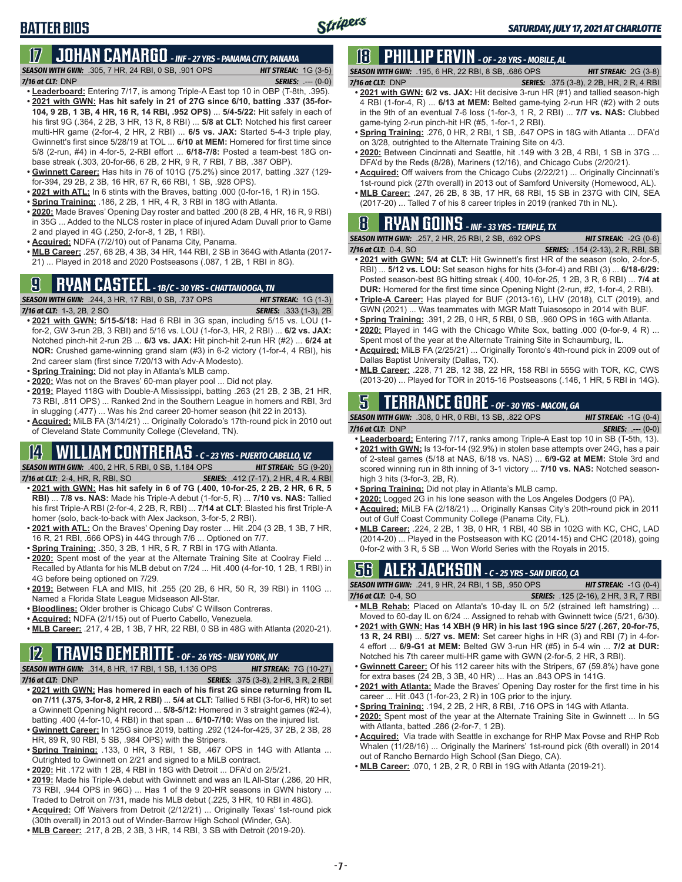# BATTER BIOS

SATURDAY, JULY 17, 2021 AT CHARLOTTE

## 17 JOHAN CAMARGO - INF - 27 YRS - PANAMA CITY, PANAMA

**SEASON WITH GWN:** .305, 7 HR, 24 RBI, 0 SB, .901 OPS — **HIT STREAK:** 1G (3-5)
**7/16 at CLT:** DNP — **SERIES:** .--- (0-0)

- **Leaderboard:** Entering 7/17, is among Triple-A East top 10 in OBP (T-8th, .395).
- **2021 with GWN: Has hit safely in 21 of 27G since 6/10, batting .337 (35-for-104, 9 2B, 1 3B, 4 HR, 16 R, 14 RBI, .952 OPS)** ... **5/4-5/22:** Hit safely in each of his first 9G (.364, 2 2B, 3 HR, 13 R, 8 RBI) ... **5/8 at CLT:** Notched his first career multi-HR game (2-for-4, 2 HR, 2 RBI) ... **6/5 vs. JAX:** Started 5-4-3 triple play, Gwinnett's first since 5/28/19 at TOL ... **6/10 at MEM:** Homered for first time since 5/8 (2-run, #4) in 4-for-5, 2-RBI effort ... **6/18-7/8:** Posted a team-best 18G on-base streak (.303, 20-for-66, 6 2B, 2 HR, 9 R, 7 RBI, 7 BB, .387 OBP).
- **Gwinnett Career:** Has hits in 76 of 101G (75.2%) since 2017, batting .327 (129-for-394, 29 2B, 2 3B, 16 HR, 67 R, 66 RBI, 1 SB, .928 OPS).
- **2021 with ATL:** In 6 stints with the Braves, batting .000 (0-for-16, 1 R) in 15G.
- **Spring Training:** .186, 2 2B, 1 HR, 4 R, 3 RBI in 18G with Atlanta.
- **2020:** Made Braves' Opening Day roster and batted .200 (8 2B, 4 HR, 16 R, 9 RBI) in 35G ... Added to the NLCS roster in place of injured Adam Duvall prior to Game 2 and played in 4G (.250, 2-for-8, 1 2B, 1 RBI).
- **Acquired:** NDFA (7/2/10) out of Panama City, Panama.
- **MLB Career:** .257, 68 2B, 4 3B, 34 HR, 144 RBI, 2 SB in 364G with Atlanta (2017-21) ... Played in 2018 and 2020 Postseasons (.087, 1 2B, 1 RBI in 8G).

## 9 RYAN CASTEEL - 1B/C - 30 YRS - CHATTANOOGA, TN

**SEASON WITH GWN:** .244, 3 HR, 17 RBI, 0 SB, .737 OPS — **HIT STREAK:** 1G (1-3)
**7/16 at CLT:** 1-3, 2B, 2 SO — **SERIES:** .333 (1-3), 2B

- **2021 with GWN: 5/15-5/18:** Had 6 RBI in 3G span, including 5/15 vs. LOU (1-for-2, GW 3-run 2B, 3 RBI) and 5/16 vs. LOU (1-for-3, HR, 2 RBI) ... **6/2 vs. JAX:** Notched pinch-hit 2-run 2B ... **6/3 vs. JAX:** Hit pinch-hit 2-run HR (#2) ... **6/24 at NOR:** Crushed game-winning grand slam (#3) in 6-2 victory (1-for-4, 4 RBI), his 2nd career slam (first since 7/20/13 with Adv-A Modesto).
- **Spring Training:** Did not play in Atlanta's MLB camp.
- **2020:** Was not on the Braves' 60-man player pool ... Did not play.
- **2019:** Played 118G with Double-A Mississippi, batting .263 (21 2B, 2 3B, 21 HR, 73 RBI, .811 OPS) ... Ranked 2nd in the Southern League in homers and RBI, 3rd in slugging (.477) ... Was his 2nd career 20-homer season (hit 22 in 2013).
- **Acquired:** MiLB FA (3/14/21) ... Originally Colorado's 17th-round pick in 2010 out of Cleveland State Community College (Cleveland, TN).

## 14 WILLIAM CONTRERAS - C - 23 YRS - PUERTO CABELLO, VZ

**SEASON WITH GWN:** .400, 2 HR, 5 RBI, 0 SB, 1.184 OPS — **HIT STREAK:** 5G (9-20)
**7/16 at CLT:** 2-4, HR, R, RBI, SO — **SERIES:** .412 (7-17), 2 HR, 4 R, 4 RBI

- **2021 with GWN: Has hit safely in 6 of 7G (.400, 10-for-25, 2 2B, 2 HR, 6 R, 5 RBI)** ... **7/8 vs. NAS:** Made his Triple-A debut (1-for-5, R) ... **7/10 vs. NAS:** Tallied his first Triple-A RBI (2-for-4, 2 2B, R, RBI) ... **7/14 at CLT:** Blasted his first Triple-A homer (solo, back-to-back with Alex Jackson, 3-for-5, 2 RBI).
- **2021 with ATL:** On the Braves' Opening Day roster ... Hit .204 (3 2B, 1 3B, 7 HR, 16 R, 21 RBI, .666 OPS) in 44G through 7/6 ... Optioned on 7/7.
- **Spring Training:** .350, 3 2B, 1 HR, 5 R, 7 RBI in 17G with Atlanta.
- **2020:** Spent most of the year at the Alternate Training Site at Coolray Field ... Recalled by Atlanta for his MLB debut on 7/24 ... Hit .400 (4-for-10, 1 2B, 1 RBI) in 4G before being optioned on 7/29.
- **2019:** Between FLA and MIS, hit .255 (20 2B, 6 HR, 50 R, 39 RBI) in 110G ... Named a Florida State League Midseason All-Star.
- **Bloodlines:** Older brother is Chicago Cubs' C Willson Contreras.
- **Acquired:** NDFA (2/1/15) out of Puerto Cabello, Venezuela.
- **MLB Career:** .217, 4 2B, 1 3B, 7 HR, 22 RBI, 0 SB in 48G with Atlanta (2020-21).

## 12 TRAVIS DEMERITTE - OF - 26 YRS - NEW YORK, NY

**SEASON WITH GWN:** .314, 8 HR, 17 RBI, 1 SB, 1.136 OPS — **HIT STREAK:** 7G (10-27)
**7/16 at CLT:** DNP — **SERIES:** .375 (3-8), 2 HR, 3 R, 2 RBI

- **2021 with GWN: Has homered in each of his first 2G since returning from IL on 7/11 (.375, 3-for-8, 2 HR, 2 RBI)** ... **5/4 at CLT:** Tallied 5 RBI (3-for-6, HR) to set a Gwinnett Opening Night record ... **5/8-5/12:** Homered in 3 straight games (#2-4), batting .400 (4-for-10, 4 RBI) in that span ... **6/10-7/10:** Was on the injured list.
- **Gwinnett Career:** In 125G since 2019, batting .292 (124-for-425, 37 2B, 2 3B, 28 HR, 89 R, 90 RBI, 5 SB, .984 OPS) with the Stripers.
- **Spring Training:** .133, 0 HR, 3 RBI, 1 SB, .467 OPS in 14G with Atlanta ... Outrighted to Gwinnett on 2/21 and signed to a MiLB contract.
- **2020:** Hit .172 with 1 2B, 4 RBI in 18G with Detroit ... DFA'd on 2/5/21.
- **2019:** Made his Triple-A debut with Gwinnett and was an IL All-Star (.286, 20 HR, 73 RBI, .944 OPS in 96G) ... Has 1 of the 9 20-HR seasons in GWN history ... Traded to Detroit on 7/31, made his MLB debut (.225, 3 HR, 10 RBI in 48G).
- **Acquired:** Off Waivers from Detroit (2/12/21) ... Originally Texas' 1st-round pick (30th overall) in 2013 out of Winder-Barrow High School (Winder, GA).
- **MLB Career:** .217, 8 2B, 2 3B, 3 HR, 14 RBI, 3 SB with Detroit (2019-20).

## 18 PHILLIP ERVIN - OF - 28 YRS - MOBILE, AL

**SEASON WITH GWN:** .195, 6 HR, 22 RBI, 8 SB, .686 OPS — **HIT STREAK:** 2G (3-8)
**7/16 at CLT:** DNP — **SERIES:** .375 (3-8), 2 2B, HR, 2 R, 4 RBI

- **2021 with GWN: 6/2 vs. JAX:** Hit decisive 3-run HR (#1) and tallied season-high 4 RBI (1-for-4, R) ... **6/13 at MEM:** Belted game-tying 2-run HR (#2) with 2 outs in the 9th of an eventual 7-6 loss (1-for-3, 1 R, 2 RBI) ... **7/7 vs. NAS:** Clubbed game-tying 2-run pinch-hit HR (#5, 1-for-1, 2 RBI).
- **Spring Training:** .276, 0 HR, 2 RBI, 1 SB, .647 OPS in 18G with Atlanta ... DFA'd on 3/28, outrighted to the Alternate Training Site on 4/3.
- **2020:** Between Cincinnati and Seattle, hit .149 with 3 2B, 4 RBI, 1 SB in 37G ... DFA'd by the Reds (8/28), Mariners (12/16), and Chicago Cubs (2/20/21).
- **Acquired:** Off waivers from the Chicago Cubs (2/22/21) ... Originally Cincinnati's 1st-round pick (27th overall) in 2013 out of Samford University (Homewood, AL).
- **MLB Career:** .247, 26 2B, 8 3B, 17 HR, 68 RBI, 15 SB in 237G with CIN, SEA (2017-20) ... Talled 7 of his 8 career triples in 2019 (ranked 7th in NL).

## 8 RYAN GOINS - INF - 33 YRS - TEMPLE, TX

**SEASON WITH GWN:** .257, 2 HR, 25 RBI, 2 SB, .692 OPS — **HIT STREAK:** -2G (0-6)
**7/16 at CLT:** 0-4, SO — **SERIES:** .154 (2-13), 2 R, RBI, SB

- **2021 with GWN:** **5/4 at CLT:** Hit Gwinnett's first HR of the season (solo, 2-for-5, RBI) ... **5/12 vs. LOU:** Set season highs for hits (3-for-4) and RBI (3) ... **6/18-6/29:** Posted season-best 8G hitting streak (.400, 10-for-25, 1 2B, 3 R, 6 RBI) ... **7/4 at DUR:** Homered for the first time since Opening Night (2-run, #2, 1-for-4, 2 RBI).
- **Triple-A Career:** Has played for BUF (2013-16), LHV (2018), CLT (2019), and GWN (2021) ... Was teammates with MGR Matt Tuiasosopo in 2014 with BUF.
- **Spring Training:** .391, 2 2B, 0 HR, 5 RBI, 0 SB, .960 OPS in 16G with Atlanta.
- **2020:** Played in 14G with the Chicago White Sox, batting .000 (0-for-9, 4 R) ... Spent most of the year at the Alternate Training Site in Schaumburg, IL.
- **Acquired:** MiLB FA (2/25/21) ... Originally Toronto's 4th-round pick in 2009 out of Dallas Baptist University (Dallas, TX).
- **MLB Career:** .228, 71 2B, 12 3B, 22 HR, 158 RBI in 555G with TOR, KC, CWS (2013-20) ... Played for TOR in 2015-16 Postseasons (.146, 1 HR, 5 RBI in 14G).

## 5 TERRANCE GORE - OF - 30 YRS - MACON, GA

**SEASON WITH GWN:** .308, 0 HR, 0 RBI, 13 SB, .822 OPS — **HIT STREAK:** -1G (0-4)
**7/16 at CLT:** DNP — **SERIES:** .--- (0-0)

- **Leaderboard:** Entering 7/17, ranks among Triple-A East top 10 in SB (T-5th, 13).
- **2021 with GWN:** Is 13-for-14 (92.9%) in stolen base attempts over 24G, has a pair of 2-steal games (5/18 at NAS, 6/18 vs. NAS) ... **6/9-G2 at MEM:** Stole 3rd and scored winning run in 8th inning of 3-1 victory ... **7/10 vs. NAS:** Notched season-high 3 hits (3-for-3, 2B, R).
- **Spring Training:** Did not play in Atlanta's MLB camp.
- **2020:** Logged 2G in his lone season with the Los Angeles Dodgers (0 PA).
- **Acquired:** MiLB FA (2/18/21) ... Originally Kansas City's 20th-round pick in 2011 out of Gulf Coast Community College (Panama City, FL).
- **MLB Career:** .224, 2 2B, 1 3B, 0 HR, 1 RBI, 40 SB in 102G with KC, CHC, LAD (2014-20) ... Played in the Postseason with KC (2014-15) and CHC (2018), going 0-for-2 with 3 R, 5 SB ... Won World Series with the Royals in 2015.

## 56 ALEX JACKSON - C - 25 YRS - SAN DIEGO, CA

**SEASON WITH GWN:** .241, 9 HR, 24 RBI, 1 SB, .950 OPS — **HIT STREAK:** -1G (0-4)
**7/16 at CLT:** 0-4, SO — **SERIES:** .125 (2-16), 2 HR, 3 R, 7 RBI

- **MLB Rehab:** Placed on Atlanta's 10-day IL on 5/2 (strained left hamstring) ... Moved to 60-day IL on 6/24 ... Assigned to rehab with Gwinnett twice (5/21, 6/30).
- **2021 with GWN: Has 14 XBH (9 HR) in his last 19G since 5/27 (.267, 20-for-75, 13 R, 24 RBI)** ... **5/27 vs. MEM:** Set career highs in HR (3) and RBI (7) in 4-for-4 effort ... **6/9-G1 at MEM:** Belted GW 3-run HR (#5) in 5-4 win ... **7/2 at DUR:** Notched his 7th career multi-HR game with GWN (2-for-5, 2 HR, 3 RBI).
- **Gwinnett Career:** Of his 112 career hits with the Stripers, 67 (59.8%) have gone for extra bases (24 2B, 3 3B, 40 HR) ... Has an .843 OPS in 141G.
- **2021 with Atlanta:** Made the Braves' Opening Day roster for the first time in his career ... Hit .043 (1-for-23, 2 R) in 10G prior to the injury.
- **Spring Training:** .194, 2 2B, 2 HR, 8 RBI, .716 OPS in 14G with Atlanta.
- **2020:** Spent most of the year at the Alternate Training Site in Gwinnett ... In 5G with Atlanta, batted .286 (2-for-7, 1 2B).
- **Acquired:** Via trade with Seattle in exchange for RHP Max Povse and RHP Rob Whalen (11/28/16) ... Originally the Mariners' 1st-round pick (6th overall) in 2014 out of Rancho Bernardo High School (San Diego, CA).
- **MLB Career:** .070, 1 2B, 2 R, 0 RBI in 19G with Atlanta (2019-21).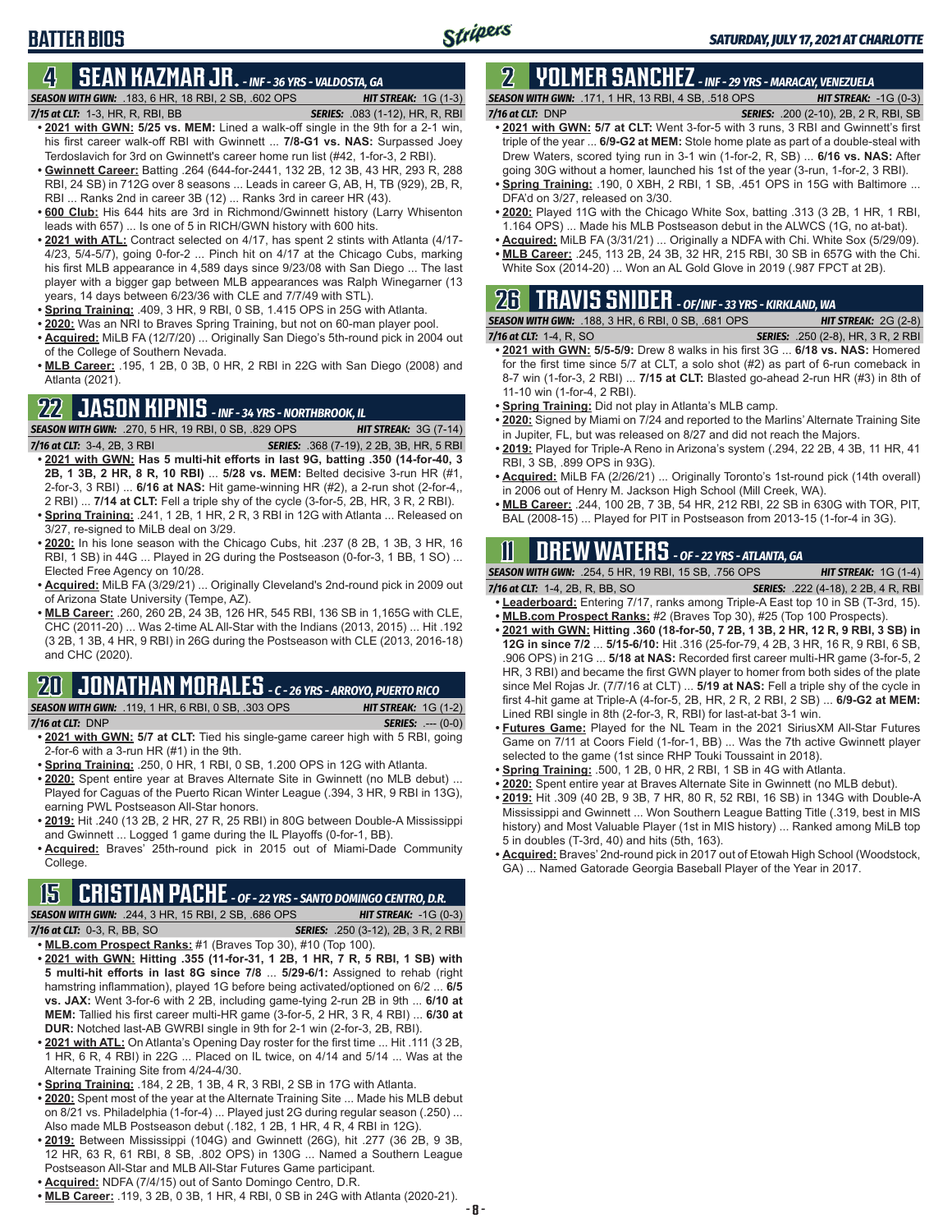# BATTER BIOS

## 4 SEAN KAZMAR JR. - INF - 36 YRS - VALDOSTA, GA

**SEASON WITH GWN:** .183, 6 HR, 18 RBI, 2 SB, .602 OPS **HIT STREAK:** 1G (1-3)
**7/15 at CLT:** 1-3, HR, R, RBI, BB **SERIES:** .083 (1-12), HR, R, RBI

- **2021 with GWN: 5/25 vs. MEM:** Lined a walk-off single in the 9th for a 2-1 win, his first career walk-off RBI with Gwinnett ... **7/8-G1 vs. NAS:** Surpassed Joey Terdoslavich for 3rd on Gwinnett's career home run list (#42, 1-for-3, 2 RBI).
- **Gwinnett Career:** Batting .264 (644-for-2441, 132 2B, 12 3B, 43 HR, 293 R, 288 RBI, 24 SB) in 712G over 8 seasons ... Leads in career G, AB, H, TB (929), 2B, R, RBI ... Ranks 2nd in career 3B (12) ... Ranks 3rd in career HR (43).
- **600 Club:** His 644 hits are 3rd in Richmond/Gwinnett history (Larry Whisenton leads with 657) ... Is one of 5 in RICH/GWN history with 600 hits.
- **2021 with ATL:** Contract selected on 4/17, has spent 2 stints with Atlanta (4/17-4/23, 5/4-5/7), going 0-for-2 ... Pinch hit on 4/17 at the Chicago Cubs, marking his first MLB appearance in 4,589 days since 9/23/08 with San Diego ... The last player with a bigger gap between MLB appearances was Ralph Winegarner (13 years, 14 days between 6/23/36 with CLE and 7/7/49 with STL).
- **Spring Training:** .409, 3 HR, 9 RBI, 0 SB, 1.415 OPS in 25G with Atlanta.
- **2020:** Was an NRI to Braves Spring Training, but not on 60-man player pool.
- **Acquired:** MiLB FA (12/7/20) ... Originally San Diego's 5th-round pick in 2004 out of the College of Southern Nevada.
- **MLB Career:** .195, 1 2B, 0 3B, 0 HR, 2 RBI in 22G with San Diego (2008) and Atlanta (2021).

## 22 JASON KIPNIS - INF - 34 YRS - NORTHBROOK, IL

**SEASON WITH GWN:** .270, 5 HR, 19 RBI, 0 SB, .829 OPS **HIT STREAK:** 3G (7-14)
**7/16 at CLT:** 3-4, 2B, 3 RBI **SERIES:** .368 (7-19), 2 2B, 3B, HR, 5 RBI

- **2021 with GWN: Has 5 multi-hit efforts in last 9G, batting .350 (14-for-40, 3 2B, 1 3B, 2 HR, 8 R, 10 RBI)** ... **5/28 vs. MEM:** Belted decisive 3-run HR (#1, 2-for-3, 3 RBI) ... **6/16 at NAS:** Hit game-winning HR (#2), a 2-run shot (2-for-4,, 2 RBI) ... **7/14 at CLT:** Fell a triple shy of the cycle (3-for-5, 2B, HR, 3 R, 2 RBI).
- **Spring Training:** .241, 1 2B, 1 HR, 2 R, 3 RBI in 12G with Atlanta ... Released on 3/27, re-signed to MiLB deal on 3/29.
- **2020:** In his lone season with the Chicago Cubs, hit .237 (8 2B, 1 3B, 3 HR, 16 RBI, 1 SB) in 44G ... Played in 2G during the Postseason (0-for-3, 1 BB, 1 SO) ... Elected Free Agency on 10/28.
- **Acquired:** MiLB FA (3/29/21) ... Originally Cleveland's 2nd-round pick in 2009 out of Arizona State University (Tempe, AZ).
- **MLB Career:** .260, 260 2B, 24 3B, 126 HR, 545 RBI, 136 SB in 1,165G with CLE, CHC (2011-20) ... Was 2-time AL All-Star with the Indians (2013, 2015) ... Hit .192 (3 2B, 1 3B, 4 HR, 9 RBI) in 26G during the Postseason with CLE (2013, 2016-18) and CHC (2020).

## 20 JONATHAN MORALES - C - 26 YRS - ARROYO, PUERTO RICO

**SEASON WITH GWN:** .119, 1 HR, 6 RBI, 0 SB, .303 OPS **HIT STREAK:** 1G (1-2)
**7/16 at CLT:** DNP **SERIES:** .--- (0-0)

- **2021 with GWN: 5/7 at CLT:** Tied his single-game career high with 5 RBI, going 2-for-6 with a 3-run HR (#1) in the 9th.
- **Spring Training:** .250, 0 HR, 1 RBI, 0 SB, 1.200 OPS in 12G with Atlanta.
- **2020:** Spent entire year at Braves Alternate Site in Gwinnett (no MLB debut) ... Played for Caguas of the Puerto Rican Winter League (.394, 3 HR, 9 RBI in 13G), earning PWL Postseason All-Star honors.
- **2019:** Hit .240 (13 2B, 2 HR, 27 R, 25 RBI) in 80G between Double-A Mississippi and Gwinnett ... Logged 1 game during the IL Playoffs (0-for-1, BB).
- **Acquired:** Braves' 25th-round pick in 2015 out of Miami-Dade Community College.

## 15 CRISTIAN PACHE - OF - 22 YRS - SANTO DOMINGO CENTRO, D.R.

**SEASON WITH GWN:** .244, 3 HR, 15 RBI, 2 SB, .686 OPS **HIT STREAK:** -1G (0-3)
**7/16 at CLT:** 0-3, R, BB, SO **SERIES:** .250 (3-12), 2B, 3 R, 2 RBI

- **MLB.com Prospect Ranks:** #1 (Braves Top 30), #10 (Top 100).
- **2021 with GWN: Hitting .355 (11-for-31, 1 2B, 1 HR, 7 R, 5 RBI, 1 SB) with 5 multi-hit efforts in last 8G since 7/8** ... **5/29-6/1:** Assigned to rehab (right hamstring inflammation), played 1G before being activated/optioned on 6/2 ... **6/5 vs. JAX:** Went 3-for-6 with 2 2B, including game-tying 2-run 2B in 9th ... **6/10 at MEM:** Tallied his first career multi-HR game (3-for-5, 2 HR, 3 R, 4 RBI) ... **6/30 at DUR:** Notched last-AB GWRBI single in 9th for 2-1 win (2-for-3, 2B, RBI).
- **2021 with ATL:** On Atlanta's Opening Day roster for the first time ... Hit .111 (3 2B, 1 HR, 6 R, 4 RBI) in 22G ... Placed on IL twice, on 4/14 and 5/14 ... Was at the Alternate Training Site from 4/24-4/30.
- **Spring Training:** .184, 2 2B, 1 3B, 4 R, 3 RBI, 2 SB in 17G with Atlanta.
- **2020:** Spent most of the year at the Alternate Training Site ... Made his MLB debut on 8/21 vs. Philadelphia (1-for-4) ... Played just 2G during regular season (.250) ... Also made MLB Postseason debut (.182, 1 2B, 1 HR, 4 R, 4 RBI in 12G).
- **2019:** Between Mississippi (104G) and Gwinnett (26G), hit .277 (36 2B, 9 3B, 12 HR, 63 R, 61 RBI, 8 SB, .802 OPS) in 130G ... Named a Southern League Postseason All-Star and MLB All-Star Futures Game participant.
- **Acquired:** NDFA (7/4/15) out of Santo Domingo Centro, D.R.
- **MLB Career:** .119, 3 2B, 0 3B, 1 HR, 4 RBI, 0 SB in 24G with Atlanta (2020-21).

## 2 YOLMER SANCHEZ - INF - 29 YRS - MARACAY, VENEZUELA

**SEASON WITH GWN:** .171, 1 HR, 13 RBI, 4 SB, .518 OPS **HIT STREAK:** -1G (0-3)
**7/16 at CLT:** DNP **SERIES:** .200 (2-10), 2B, 2 R, RBI, SB

- **2021 with GWN: 5/7 at CLT:** Went 3-for-5 with 3 runs, 3 RBI and Gwinnett's first triple of the year ... **6/9-G2 at MEM:** Stole home plate as part of a double-steal with Drew Waters, scored tying run in 3-1 win (1-for-2, R, SB) ... **6/16 vs. NAS:** After going 30G without a homer, launched his 1st of the year (3-run, 1-for-2, 3 RBI).
- **Spring Training:** .190, 0 XBH, 2 RBI, 1 SB, .451 OPS in 15G with Baltimore ... DFA'd on 3/27, released on 3/30.
- **2020:** Played 11G with the Chicago White Sox, batting .313 (3 2B, 1 HR, 1 RBI, 1.164 OPS) ... Made his MLB Postseason debut in the ALWCS (1G, no at-bat).
- **Acquired:** MiLB FA (3/31/21) ... Originally a NDFA with Chi. White Sox (5/29/09).
- **MLB Career:** .245, 113 2B, 24 3B, 32 HR, 215 RBI, 30 SB in 657G with the Chi. White Sox (2014-20) ... Won an AL Gold Glove in 2019 (.987 FPCT at 2B).

## 26 TRAVIS SNIDER - OF/INF - 33 YRS - KIRKLAND, WA

**SEASON WITH GWN:** .188, 3 HR, 6 RBI, 0 SB, .681 OPS **HIT STREAK:** 2G (2-8)
**7/16 at CLT:** 1-4, R, SO **SERIES:** .250 (2-8), HR, 3 R, 2 RBI

- **2021 with GWN: 5/5-5/9:** Drew 8 walks in his first 3G ... **6/18 vs. NAS:** Homered for the first time since 5/7 at CLT, a solo shot (#2) as part of 6-run comeback in 8-7 win (1-for-3, 2 RBI) ... **7/15 at CLT:** Blasted go-ahead 2-run HR (#3) in 8th of 11-10 win (1-for-4, 2 RBI).
- **Spring Training:** Did not play in Atlanta's MLB camp.
- **2020:** Signed by Miami on 7/24 and reported to the Marlins' Alternate Training Site in Jupiter, FL, but was released on 8/27 and did not reach the Majors.
- **2019:** Played for Triple-A Reno in Arizona's system (.294, 22 2B, 4 3B, 11 HR, 41 RBI, 3 SB, .899 OPS in 93G).
- **Acquired:** MiLB FA (2/26/21) ... Originally Toronto's 1st-round pick (14th overall) in 2006 out of Henry M. Jackson High School (Mill Creek, WA).
- **MLB Career:** .244, 100 2B, 7 3B, 54 HR, 212 RBI, 22 SB in 630G with TOR, PIT, BAL (2008-15) ... Played for PIT in Postseason from 2013-15 (1-for-4 in 3G).

## 11 DREW WATERS - OF - 22 YRS - ATLANTA, GA

**SEASON WITH GWN:** .254, 5 HR, 19 RBI, 15 SB, .756 OPS **HIT STREAK:** 1G (1-4)
**7/16 at CLT:** 1-4, 2B, R, BB, SO **SERIES:** .222 (4-18), 2 2B, 4 R, RBI

- **Leaderboard:** Entering 7/17, ranks among Triple-A East top 10 in SB (T-3rd, 15).
- **MLB.com Prospect Ranks:** #2 (Braves Top 30), #25 (Top 100 Prospects).
- **2021 with GWN: Hitting .360 (18-for-50, 7 2B, 1 3B, 2 HR, 12 R, 9 RBI, 3 SB) in 12G in since 7/2** ... **5/15-6/10:** Hit .316 (25-for-79, 4 2B, 3 HR, 16 R, 9 RBI, 6 SB, .906 OPS) in 21G ... **5/18 at NAS:** Recorded first career multi-HR game (3-for-5, 2 HR, 3 RBI) and became the first GWN player to homer from both sides of the plate since Mel Rojas Jr. (7/7/16 at CLT) ... **5/19 at NAS:** Fell a triple shy of the cycle in first 4-hit game at Triple-A (4-for-5, 2B, HR, 2 R, 2 RBI, 2 SB) ... **6/9-G2 at MEM:** Lined RBI single in 8th (2-for-3, R, RBI) for last-at-bat 3-1 win.
- **Futures Game:** Played for the NL Team in the 2021 SiriusXM All-Star Futures Game on 7/11 at Coors Field (1-for-1, BB) ... Was the 7th active Gwinnett player selected to the game (1st since RHP Touki Toussaint in 2018).
- **Spring Training:** .500, 1 2B, 0 HR, 2 RBI, 1 SB in 4G with Atlanta.
- **2020:** Spent entire year at Braves Alternate Site in Gwinnett (no MLB debut).
- **2019:** Hit .309 (40 2B, 9 3B, 7 HR, 80 R, 52 RBI, 16 SB) in 134G with Double-A Mississippi and Gwinnett ... Won Southern League Batting Title (.319, best in MIS history) and Most Valuable Player (1st in MIS history) ... Ranked among MiLB top 5 in doubles (T-3rd, 40) and hits (5th, 163).
- **Acquired:** Braves' 2nd-round pick in 2017 out of Etowah High School (Woodstock, GA) ... Named Gatorade Georgia Baseball Player of the Year in 2017.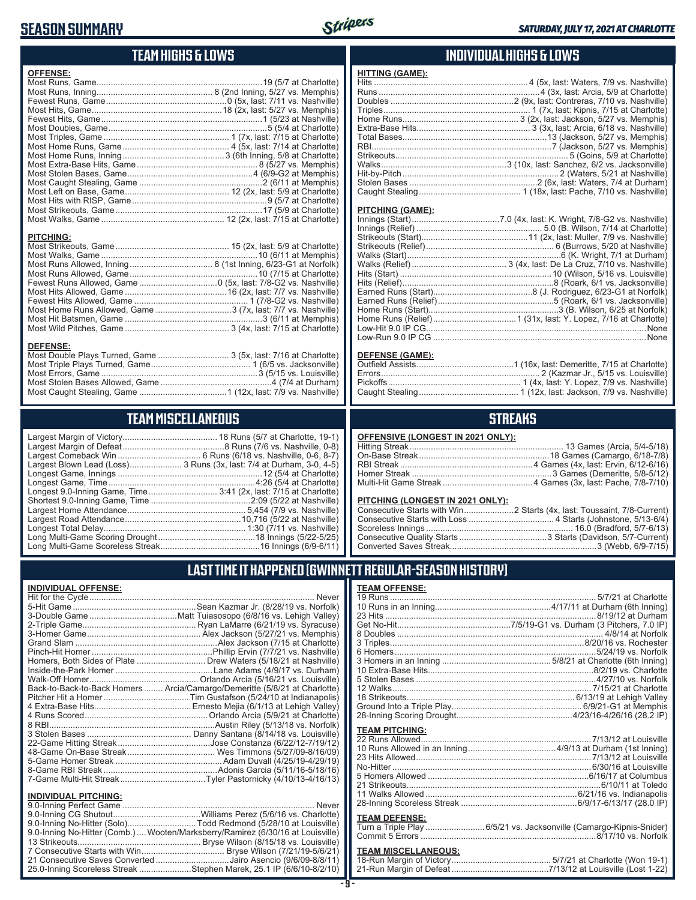# SEASON SUMMARY

*SATURDAY, JULY 17, 2021 AT CHARLOTTE*

## TEAM HIGHS & LOWS

**OFFENSE:**

| | |
|---|---|
| Most Runs, Game | 19 (5/7 at Charlotte) |
| Most Runs, Inning | 8 (2nd Inning, 5/27 vs. Memphis) |
| Fewest Runs, Game | 0 (5x, last: 7/11 vs. Nashville) |
| Most Hits, Game | 18 (2x, last: 5/27 vs. Memphis) |
| Fewest Hits, Game | 1 (5/23 at Nashville) |
| Most Doubles, Game | 5 (5/4 at Charlotte) |
| Most Triples, Game | 1 (7x, last: 7/15 at Charlotte) |
| Most Home Runs, Game | 4 (5x, last: 7/14 at Charlotte) |
| Most Home Runs, Inning | 3 (6th Inning, 5/8 at Charlotte) |
| Most Extra-Base Hits, Game | 8 (5/27 vs. Memphis) |
| Most Stolen Bases, Game | 4 (6/9-G2 at Memphis) |
| Most Caught Stealing, Game | 2 (6/11 at Memphis) |
| Most Left on Base, Game | 12 (2x, last: 5/9 at Charlotte) |
| Most Hits with RISP, Game | 9 (5/7 at Charlotte) |
| Most Strikeouts, Game | 17 (5/9 at Charlotte) |
| Most Walks, Game | 12 (2x, last: 7/15 at Charlotte) |

**PITCHING:**

| | |
|---|---|
| Most Strikeouts, Game | 15 (2x, last: 5/9 at Charlotte) |
| Most Walks, Game | 10 (6/11 at Memphis) |
| Most Runs Allowed, Inning | 8 (1st Inning, 6/23-G1 at Norfolk) |
| Most Runs Allowed, Game | 10 (7/15 at Charlotte) |
| Fewest Runs Allowed, Game | 0 (5x, last: 7/8-G2 vs. Nashville) |
| Most Hits Allowed, Game | 16 (2x, last: 7/7 vs. Nashville) |
| Fewest Hits Allowed, Game | 1 (7/8-G2 vs. Nashville) |
| Most Home Runs Allowed, Game | 3 (7x, last: 7/7 vs. Nashville) |
| Most Hit Batsmen, Game | 3 (6/11 at Memphis) |
| Most Wild Pitches, Game | 3 (4x, last: 7/15 at Charlotte) |

**DEFENSE:**

| | |
|---|---|
| Most Double Plays Turned, Game | 3 (5x, last: 7/16 at Charlotte) |
| Most Triple Plays Turned, Game | 1 (6/5 vs. Jacksonville) |
| Most Errors, Game | 3 (5/15 vs. Louisville) |
| Most Stolen Bases Allowed, Game | 4 (7/4 at Durham) |
| Most Caught Stealing, Game | 1 (12x, last: 7/9 vs. Nashville) |

## INDIVIDUAL HIGHS & LOWS

**HITTING (GAME):**

| | |
|---|---|
| Hits | 4 (5x, last: Waters, 7/9 vs. Nashville) |
| Runs | 4 (3x, last: Arcia, 5/9 at Charlotte) |
| Doubles | 2 (9x, last: Contreras, 7/10 vs. Nashville) |
| Triples | 1 (7x, last: Kipnis, 7/15 at Charlotte) |
| Home Runs | 3 (2x, last: Jackson, 5/27 vs. Memphis) |
| Extra-Base Hits | 3 (3x, last: Arcia, 6/18 vs. Nashville) |
| Total Bases | 13 (Jackson, 5/27 vs. Memphis) |
| RBI | 7 (Jackson, 5/27 vs. Memphis) |
| Strikeouts | 5 (Goins, 5/9 at Charlotte) |
| Walks | 3 (10x, last: Sanchez, 6/2 vs. Jacksonville) |
| Hit-by-Pitch | 2 (Waters, 5/21 at Nashville) |
| Stolen Bases | 2 (6x, last: Waters, 7/4 at Durham) |
| Caught Stealing | 1 (18x, last: Pache, 7/10 vs. Nashville) |

**PITCHING (GAME):**

| | |
|---|---|
| Innings (Start) | 7.0 (4x, last: K. Wright, 7/8-G2 vs. Nashville) |
| Innings (Relief) | 5.0 (B. Wilson, 7/14 at Charlotte) |
| Strikeouts (Start) | 11 (2x, last: Muller, 7/9 vs. Nashville) |
| Strikeouts (Relief) | 6 (Burrows, 5/20 at Nashville) |
| Walks (Start) | 6 (K. Wright, 7/1 at Durham) |
| Walks (Relief) | 3 (4x, last: De La Cruz, 7/10 vs. Nashville) |
| Hits (Start) | 10 (Wilson, 5/16 vs. Louisville) |
| Hits (Relief) | 8 (Roark, 6/1 vs. Jacksonville) |
| Earned Runs (Start) | 8 (J. Rodriguez, 6/23-G1 at Norfolk) |
| Earned Runs (Relief) | 5 (Roark, 6/1 vs. Jacksonville) |
| Home Runs (Start) | 3 (B. Wilson, 6/25 at Norfolk) |
| Home Runs (Relief) | 1 (31x, last: Y. Lopez, 7/16 at Charlotte) |
| Low-Hit 9.0 IP CG | None |
| Low-Run 9.0 IP CG | None |

**DEFENSE (GAME):**

| | |
|---|---|
| Outfield Assists | 1 (16x, last: Demeritte, 7/15 at Charlotte) |
| Errors | 2 (Kazmar Jr., 5/15 vs. Louisville) |
| Pickoffs | 1 (4x, last: Y. Lopez, 7/9 vs. Nashville) |
| Caught Stealing | 1 (12x, last: Jackson, 7/9 vs. Nashville) |

## TEAM MISCELLANEOUS

| | |
|---|---|
| Largest Margin of Victory | 18 Runs (5/7 at Charlotte, 19-1) |
| Largest Margin of Defeat | 8 Runs (7/6 vs. Nashville, 0-8) |
| Largest Comeback Win | 6 Runs (6/18 vs. Nashville, 0-6, 8-7) |
| Largest Blown Lead (Loss) | 3 Runs (3x, last: 7/4 at Durham, 3-0, 4-5) |
| Longest Game, Innings | 12 (5/4 at Charlotte) |
| Longest Game, Time | 4:26 (5/4 at Charlotte) |
| Longest 9.0-Inning Game, Time | 3:41 (2x, last: 7/15 at Charlotte) |
| Shortest 9.0-Inning Game, Time | 2:09 (5/22 at Nashville) |
| Largest Home Attendance | 5,454 (7/9 vs. Nashville) |
| Largest Road Attendance | 10,716 (5/22 at Nashville) |
| Longest Total Delay | 1:30 (7/11 vs. Nashville) |
| Long Multi-Game Scoring Drought | 18 Innings (5/22-5/25) |
| Long Multi-Game Scoreless Streak | 16 Innings (6/9-6/11) |

## STREAKS

**OFFENSIVE (LONGEST IN 2021 ONLY):**

| | |
|---|---|
| Hitting Streak | 13 Games (Arcia, 5/4-5/18) |
| On-Base Streak | 18 Games (Camargo, 6/18-7/8) |
| RBI Streak | 4 Games (4x, last: Ervin, 6/12-6/16) |
| Homer Streak | 3 Games (Demeritte, 5/8-5/12) |
| Multi-Hit Game Streak | 4 Games (3x, last: Pache, 7/8-7/10) |

**PITCHING (LONGEST IN 2021 ONLY):**

| | |
|---|---|
| Consecutive Starts with Win | 2 Starts (4x, last: Toussaint, 7/8-Current) |
| Consecutive Starts with Loss | 4 Starts (Johnstone, 5/13-6/4) |
| Scoreless Innings | 16.0 (Bradford, 5/7-6/13) |
| Consecutive Quality Starts | 3 Starts (Davidson, 5/7-Current) |
| Converted Saves Streak | 3 (Webb, 6/9-7/15) |

## LAST TIME IT HAPPENED (GWINNETT REGULAR-SEASON HISTORY)

**INDIVIDUAL OFFENSE:**

| | |
|---|---|
| Hit for the Cycle | Never |
| 5-Hit Game | Sean Kazmar Jr. (8/28/19 vs. Norfolk) |
| 3-Double Game | Matt Tuiasosopo (6/8/16 vs. Lehigh Valley) |
| 2-Triple Game | Ryan LaMarre (6/21/19 vs. Syracuse) |
| 3-Homer Game | Alex Jackson (5/27/21 vs. Memphis) |
| Grand Slam | Alex Jackson (7/15 at Charlotte) |
| Pinch-Hit Homer | Phillip Ervin (7/7/21 vs. Nashville) |
| Homers, Both Sides of Plate | Drew Waters (5/18/21 at Nashville) |
| Inside-the-Park Homer | Lane Adams (4/9/17 vs. Durham) |
| Walk-Off Homer | Orlando Arcia (5/16/21 vs. Louisville) |
| Back-to-Back-to-Back Homers | Arcia/Camargo/Demeritte (5/8/21 at Charlotte) |
| Pitcher Hit a Homer | Tim Gustafson (5/24/10 at Indianapolis) |
| 4 Extra-Base Hits | Ernesto Mejia (6/1/13 at Lehigh Valley) |
| 4 Runs Scored | Orlando Arcia (5/9/21 at Charlotte) |
| 8 RBI | Austin Riley (5/13/18 vs. Norfolk) |
| 3 Stolen Bases | Danny Santana (8/14/18 vs. Louisville) |
| 22-Game Hitting Streak | Jose Constanza (6/22/12-7/19/12) |
| 48-Game On-Base Streak | Wes Timmons (5/27/09-8/16/09) |
| 5-Game Homer Streak | Adam Duvall (4/25/19-4/29/19) |
| 8-Game RBI Streak | Adonis Garcia (5/11/16-5/18/16) |
| 7-Game Multi-Hit Streak | Tyler Pastornicky (4/10/13-4/16/13) |

**INDIVIDUAL PITCHING:**

| | |
|---|---|
| 9.0-Inning Perfect Game | Never |
| 9.0-Inning CG Shutout | Williams Perez (5/6/16 vs. Charlotte) |
| 9.0-Inning No-Hitter (Solo) | Todd Redmond (5/28/10 at Louisville) |
| 9.0-Inning No-Hitter (Comb.) | Wooten/Marksberry/Ramirez (6/30/16 at Louisville) |
| 13 Strikeouts | Bryse Wilson (8/15/18 vs. Louisville) |
| 7 Consecutive Starts with Win | Bryse Wilson (7/21/19-5/6/21) |
| 21 Consecutive Saves Converted | Jairo Asencio (9/6/09-8/8/11) |
| 25.0-Inning Scoreless Streak | Stephen Marek, 25.1 IP (6/6/10-8/2/10) |

**TEAM OFFENSE:**

| | |
|---|---|
| 19 Runs | 5/7/21 at Charlotte |
| 10 Runs in an Inning | 4/17/11 at Durham (6th Inning) |
| 23 Hits | 8/19/12 at Durham |
| Get No-Hit | 7/5/19-G1 vs. Durham (3 Pitchers, 7.0 IP) |
| 8 Doubles | 4/8/14 at Norfolk |
| 3 Triples | 8/20/16 vs. Rochester |
| 6 Homers | 5/24/19 vs. Norfolk |
| 3 Homers in an Inning | 5/8/21 at Charlotte (6th Inning) |
| 10 Extra-Base Hits | 8/2/19 vs. Charlotte |
| 5 Stolen Bases | 4/27/10 vs. Norfolk |
| 12 Walks | 7/15/21 at Charlotte |
| 18 Strikeouts | 6/13/19 at Lehigh Valley |
| Ground Into a Triple Play | 6/9/21-G1 at Memphis |
| 28-Inning Scoring Drought | 4/23/16-4/26/16 (28.2 IP) |

**TEAM PITCHING:**

| | |
|---|---|
| 22 Runs Allowed | 7/13/12 at Louisville |
| 10 Runs Allowed in an Inning | 4/9/13 at Durham (1st Inning) |
| 23 Hits Allowed | 7/13/12 at Louisville |
| No-Hitter | 6/30/16 at Louisville |
| 5 Homers Allowed | 6/16/17 at Columbus |
| 21 Strikeouts | 6/10/11 at Toledo |
| 11 Walks Allowed | 6/21/16 vs. Indianapolis |
| 28-Inning Scoreless Streak | 6/9/17-6/13/17 (28.0 IP) |

**TEAM DEFENSE:**

| | |
|---|---|
| Turn a Triple Play | 6/5/21 vs. Jacksonville (Camargo-Kipnis-Snider) |
| Commit 5 Errors | 8/17/10 vs. Norfolk |

**TEAM MISCELLANEOUS:**

| | |
|---|---|
| 18-Run Margin of Victory | 5/7/21 at Charlotte (Won 19-1) |
| 21-Run Margin of Defeat | 7/13/12 at Louisville (Lost 1-22) |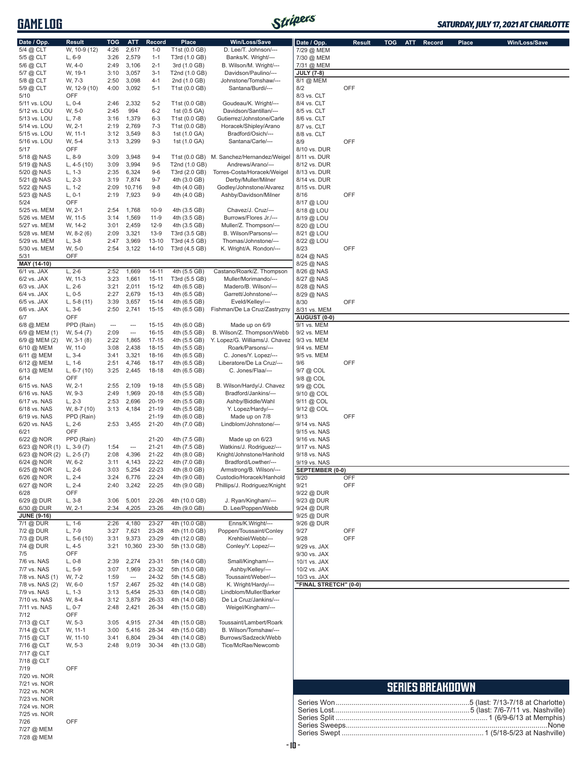# GAME LOG

*SATURDAY, JULY 17, 2021 AT CHARLOTTE*

| Date / Opp. | Result | TOG | ATT | Record | Place | Win/Loss/Save |
|---|---|---|---|---|---|---|
| 5/4 @ CLT | W, 10-9 (12) | 4:26 | 2,617 | 1-0 | T1st (0.0 GB) | D. Lee/T. Johnson/--- |
| 5/5 @ CLT | L, 6-9 | 3:26 | 2,579 | 1-1 | T3rd (1.0 GB) | Banks/K. Wright/--- |
| 5/6 @ CLT | W, 4-0 | 2:49 | 3,106 | 2-1 | 3rd (1.0 GB) | B. Wilson/M. Wright/--- |
| 5/7 @ CLT | W, 19-1 | 3:10 | 3,057 | 3-1 | T2nd (1.0 GB) | Davidson/Paulino/--- |
| 5/8 @ CLT | W, 7-3 | 2:50 | 3,098 | 4-1 | 2nd (1.0 GB) | Johnstone/Tomshaw/--- |
| 5/9 @ CLT | W, 12-9 (10) | 4:00 | 3,092 | 5-1 | T1st (0.0 GB) | Santana/Burdi/--- |
| 5/10 | OFF | | | | | |
| 5/11 vs. LOU | L, 0-4 | 2:46 | 2,332 | 5-2 | T1st (0.0 GB) | Goudeau/K. Wright/--- |
| 5/12 vs. LOU | W, 5-0 | 2:45 | 994 | 6-2 | 1st (0.5 GA) | Davidson/Santillan/--- |
| 5/13 vs. LOU | L, 7-8 | 3:16 | 1,379 | 6-3 | T1st (0.0 GB) | Gutierrez/Johnstone/Carle |
| 5/14 vs. LOU | W, 2-1 | 2:19 | 2,769 | 7-3 | T1st (0.0 GB) | Horacek/Shipley/Arano |
| 5/15 vs. LOU | W, 11-1 | 3:12 | 3,549 | 8-3 | 1st (1.0 GA) | Bradford/Osich/--- |
| 5/16 vs. LOU | W, 5-4 | 3:13 | 3,299 | 9-3 | 1st (1.0 GA) | Santana/Carle/--- |
| 5/17 | OFF | | | | | |
| 5/18 @ NAS | L, 8-9 | 3:09 | 3,948 | 9-4 | T1st (0.0 GB) | M. Sanchez/Hernandez/Weigel |
| 5/19 @ NAS | L, 4-5 (10) | 3:09 | 3,994 | 9-5 | T2nd (1.0 GB) | Andrews/Arano/--- |
| 5/20 @ NAS | L, 1-3 | 2:35 | 6,324 | 9-6 | T3rd (2.0 GB) | Torres-Costa/Horacek/Weigel |
| 5/21 @ NAS | L, 2-3 | 3:19 | 7,874 | 9-7 | 4th (3.0 GB) | Derby/Muller/Milner |
| 5/22 @ NAS | L, 1-2 | 2:09 | 10,716 | 9-8 | 4th (4.0 GB) | Godley/Johnstone/Alvarez |
| 5/23 @ NAS | L, 0-1 | 2:19 | 7,923 | 9-9 | 4th (4.0 GB) | Ashby/Davidson/Milner |
| 5/24 | OFF | | | | | |
| 5/25 vs. MEM | W, 2-1 | 2:54 | 1,768 | 10-9 | 4th (3.5 GB) | Chavez/J. Cruz/--- |
| 5/26 vs. MEM | W, 11-5 | 3:14 | 1,569 | 11-9 | 4th (3.5 GB) | Burrows/Flores Jr./--- |
| 5/27 vs. MEM | W, 14-2 | 3:01 | 2,459 | 12-9 | 4th (3.5 GB) | Muller/Z. Thompson/--- |
| 5/28 vs. MEM | W, 8-2 (6) | 2:09 | 3,321 | 13-9 | T3rd (3.5 GB) | B. Wilson/Parsons/--- |
| 5/29 vs. MEM | L, 3-8 | 2:47 | 3,969 | 13-10 | T3rd (4.5 GB) | Thomas/Johnstone/--- |
| 5/30 vs. MEM | W, 5-0 | 2:54 | 3,122 | 14-10 | T3rd (4.5 GB) | K. Wright/A. Rondon/--- |
| 5/31 | OFF | | | | | |
| **MAY (14-10)** | | | | | | |
| 6/1 vs. JAX | L, 2-6 | 2:52 | 1,669 | 14-11 | 4th (5.5 GB) | Castano/Roark/Z. Thompson |
| 6/2 vs. JAX | W, 11-3 | 3:23 | 1,661 | 15-11 | T3rd (5.5 GB) | Muller/Morimando/--- |
| 6/3 vs. JAX | L, 2-6 | 3:21 | 2,011 | 15-12 | 4th (6.5 GB) | Madero/B. Wilson/--- |
| 6/4 vs. JAX | L, 0-5 | 2:27 | 2,679 | 15-13 | 4th (6.5 GB) | Garrett/Johnstone/--- |
| 6/5 vs. JAX | L, 5-8 (11) | 3:39 | 3,657 | 15-14 | 4th (6.5 GB) | Eveld/Kelley/--- |
| 6/6 vs. JAX | L, 3-6 | 2:50 | 2,741 | 15-15 | 4th (6.5 GB) | Fishman/De La Cruz/Zastryzny |
| 6/7 | OFF | | | | | |
| 6/8 @ MEM | PPD (Rain) | --- | --- | 15-15 | 4th (6.0 GB) | Made up on 6/9 |
| 6/9 @ MEM (1) | W, 5-4 (7) | 2:09 | --- | 16-15 | 4th (5.5 GB) | B. Wilson/Z. Thompson/Webb |
| 6/9 @ MEM (2) | W, 3-1 (8) | 2:22 | 1,865 | 17-15 | 4th (5.5 GB) | Y. Lopez/G. Williams/J. Chavez |
| 6/10 @ MEM | W, 11-0 | 3:08 | 2,438 | 18-15 | 4th (5.5 GB) | Roark/Parsons/--- |
| 6/11 @ MEM | L, 3-4 | 3:41 | 3,321 | 18-16 | 4th (6.5 GB) | C. Jones/Y. Lopez/--- |
| 6/12 @ MEM | L, 1-6 | 2:51 | 4,746 | 18-17 | 4th (6.5 GB) | Liberatore/De La Cruz/--- |
| 6/13 @ MEM | L, 6-7 (10) | 3:25 | 2,445 | 18-18 | 4th (6.5 GB) | C. Jones/Flaa/--- |
| 6/14 | OFF | | | | | |
| 6/15 vs. NAS | W, 2-1 | 2:55 | 2,109 | 19-18 | 4th (5.5 GB) | B. Wilson/Hardy/J. Chavez |
| 6/16 vs. NAS | W, 9-3 | 2:49 | 1,969 | 20-18 | 4th (5.5 GB) | Bradford/Jankins/--- |
| 6/17 vs. NAS | L, 2-3 | 2:53 | 2,696 | 20-19 | 4th (5.5 GB) | Ashby/Biddle/Wahl |
| 6/18 vs. NAS | W, 8-7 (10) | 3:13 | 4,184 | 21-19 | 4th (5.5 GB) | Y. Lopez/Hardy/--- |
| 6/19 vs. NAS | PPD (Rain) | | | 21-19 | 4th (6.0 GB) | Made up on 7/8 |
| 6/20 vs. NAS | L, 2-6 | 2:53 | 3,455 | 21-20 | 4th (7.0 GB) | Lindblom/Johnstone/--- |
| 6/21 | OFF | | | | | |
| 6/22 @ NOR | PPD (Rain) | | | 21-20 | 4th (7.5 GB) | Made up on 6/23 |
| 6/23 @ NOR (1) | L, 3-9 (7) | 1:54 | --- | 21-21 | 4th (7.5 GB) | Watkins/J. Rodriguez/--- |
| 6/23 @ NOR (2) | L, 2-5 (7) | 2:08 | 4,396 | 21-22 | 4th (8.0 GB) | Knight/Johnstone/Hanhold |
| 6/24 @ NOR | W, 6-2 | 3:11 | 4,143 | 22-22 | 4th (7.0 GB) | Bradford/Lowther/--- |
| 6/25 @ NOR | L, 2-6 | 3:03 | 5,254 | 22-23 | 4th (8.0 GB) | Armstrong/B. Wilson/--- |
| 6/26 @ NOR | L, 2-4 | 3:24 | 6,776 | 22-24 | 4th (9.0 GB) | Custodio/Horacek/Hanhold |
| 6/27 @ NOR | L, 2-4 | 2:40 | 3,242 | 22-25 | 4th (9.0 GB) | Phillips/J. Rodriguez/Knight |
| 6/28 | OFF | | | | | |
| 6/29 @ DUR | L, 3-8 | 3:06 | 5,001 | 22-26 | 4th (10.0 GB) | J. Ryan/Kingham/--- |
| 6/30 @ DUR | W, 2-1 | 2:34 | 4,205 | 23-26 | 4th (9.0 GB) | D. Lee/Poppen/Webb |
| **JUNE (9-16)** | | | | | | |
| 7/1 @ DUR | L, 1-6 | 2:26 | 4,180 | 23-27 | 4th (10.0 GB) | Enns/K.Wright/--- |
| 7/2 @ DUR | L, 7-9 | 3:27 | 7,621 | 23-28 | 4th (11.0 GB) | Poppen/Toussaint/Conley |
| 7/3 @ DUR | L, 5-6 (10) | 3:31 | 9,373 | 23-29 | 4th (12.0 GB) | Krehbiel/Webb/--- |
| 7/4 @ DUR | L, 4-5 | 3:21 | 10,360 | 23-30 | 5th (13.0 GB) | Conley/Y. Lopez/--- |
| 7/5 | OFF | | | | | |
| 7/6 vs. NAS | L, 0-8 | 2:39 | 2,274 | 23-31 | 5th (14.0 GB) | Small/Kingham/--- |
| 7/7 vs. NAS | L, 5-9 | 3:07 | 1,969 | 23-32 | 5th (15.0 GB) | Ashby/Kelley/--- |
| 7/8 vs. NAS (1) | W, 7-2 | 1:59 | --- | 24-32 | 5th (14.5 GB) | Toussaint/Weber/--- |
| 7/8 vs. NAS (2) | W, 6-0 | 1:57 | 2,467 | 25-32 | 4th (14.0 GB) | K. Wright/Hardy/--- |
| 7/9 vs. NAS | L, 1-3 | 3:13 | 5,454 | 25-33 | 6th (14.0 GB) | Lindblom/Muller/Barker |
| 7/10 vs. NAS | W, 8-4 | 3:12 | 3,879 | 26-33 | 4th (14.0 GB) | De La Cruz/Jankins/--- |
| 7/11 vs. NAS | L, 0-7 | 2:48 | 2,421 | 26-34 | 4th (15.0 GB) | Weigel/Kingham/--- |
| 7/12 | OFF | | | | | |
| 7/13 @ CLT | W, 5-3 | 3:05 | 4,915 | 27-34 | 4th (15.0 GB) | Toussaint/Lambert/Roark |
| 7/14 @ CLT | W, 11-1 | 3:00 | 5,416 | 28-34 | 4th (15.0 GB) | B. Wilson/Tomshaw/--- |
| 7/15 @ CLT | W, 11-10 | 3:41 | 6,804 | 29-34 | 4th (14.0 GB) | Burrows/Sadzeck/Webb |
| 7/16 @ CLT | W, 5-3 | 2:48 | 9,019 | 30-34 | 4th (13.0 GB) | Tice/McRae/Newcomb |
| 7/17 @ CLT | | | | | | |
| 7/18 @ CLT | | | | | | |
| 7/19 | OFF | | | | | |
| 7/20 vs. NOR | | | | | | |
| 7/21 vs. NOR | | | | | | |
| 7/22 vs. NOR | | | | | | |
| 7/23 vs. NOR | | | | | | |
| 7/24 vs. NOR | | | | | | |
| 7/25 vs. NOR | | | | | | |
| 7/26 | OFF | | | | | |
| 7/27 @ MEM | | | | | | |
| 7/28 @ MEM | | | | | | |
| 7/29 @ MEM | | | | | | |
| 7/30 @ MEM | | | | | | |
| 7/31 @ MEM | | | | | | |
| **JULY (7-8)** | | | | | | |
| 8/1 @ MEM | | | | | | |
| 8/2 | OFF | | | | | |
| 8/3 vs. CLT | | | | | | |
| 8/4 vs. CLT | | | | | | |
| 8/5 vs. CLT | | | | | | |
| 8/6 vs. CLT | | | | | | |
| 8/7 vs. CLT | | | | | | |
| 8/8 vs. CLT | | | | | | |
| 8/9 | OFF | | | | | |
| 8/10 vs. DUR | | | | | | |
| 8/11 vs. DUR | | | | | | |
| 8/12 vs. DUR | | | | | | |
| 8/13 vs. DUR | | | | | | |
| 8/14 vs. DUR | | | | | | |
| 8/15 vs. DUR | | | | | | |
| 8/16 | OFF | | | | | |
| 8/17 @ LOU | | | | | | |
| 8/18 @ LOU | | | | | | |
| 8/19 @ LOU | | | | | | |
| 8/20 @ LOU | | | | | | |
| 8/21 @ LOU | | | | | | |
| 8/22 @ LOU | | | | | | |
| 8/23 | OFF | | | | | |
| 8/24 @ NAS | | | | | | |
| 8/25 @ NAS | | | | | | |
| 8/26 @ NAS | | | | | | |
| 8/27 @ NAS | | | | | | |
| 8/28 @ NAS | | | | | | |
| 8/29 @ NAS | | | | | | |
| 8/30 | OFF | | | | | |
| 8/31 vs. MEM | | | | | | |
| **AUGUST (0-0)** | | | | | | |
| 9/1 vs. MEM | | | | | | |
| 9/2 vs. MEM | | | | | | |
| 9/3 vs. MEM | | | | | | |
| 9/4 vs. MEM | | | | | | |
| 9/5 vs. MEM | | | | | | |
| 9/6 | OFF | | | | | |
| 9/7 @ COL | | | | | | |
| 9/8 @ COL | | | | | | |
| 9/9 @ COL | | | | | | |
| 9/10 @ COL | | | | | | |
| 9/11 @ COL | | | | | | |
| 9/12 @ COL | | | | | | |
| 9/13 | OFF | | | | | |
| 9/14 vs. NAS | | | | | | |
| 9/15 vs. NAS | | | | | | |
| 9/16 vs. NAS | | | | | | |
| 9/17 vs. NAS | | | | | | |
| 9/18 vs. NAS | | | | | | |
| 9/19 vs. NAS | | | | | | |
| **SEPTEMBER (0-0)** | | | | | | |
| 9/20 | OFF | | | | | |
| 9/21 | OFF | | | | | |
| 9/22 @ DUR | | | | | | |
| 9/23 @ DUR | | | | | | |
| 9/24 @ DUR | | | | | | |
| 9/25 @ DUR | | | | | | |
| 9/26 @ DUR | | | | | | |
| 9/27 | OFF | | | | | |
| 9/28 | OFF | | | | | |
| 9/29 vs. JAX | | | | | | |
| 9/30 vs. JAX | | | | | | |
| 10/1 vs. JAX | | | | | | |
| 10/2 vs. JAX | | | | | | |
| 10/3 vs. JAX | | | | | | |
| **"FINAL STRETCH" (0-0)** | | | | | | |

## SERIES BREAKDOWN

Series Won ............ 5 (last: 7/13-7/18 at Charlotte)
Series Lost ............ 5 (last: 7/6-7/11 vs. Nashville)
Series Split ............ 1 (6/9-6/13 at Memphis)
Series Sweeps ............ None
Series Swept ............ 1 (5/18-5/23 at Nashville)